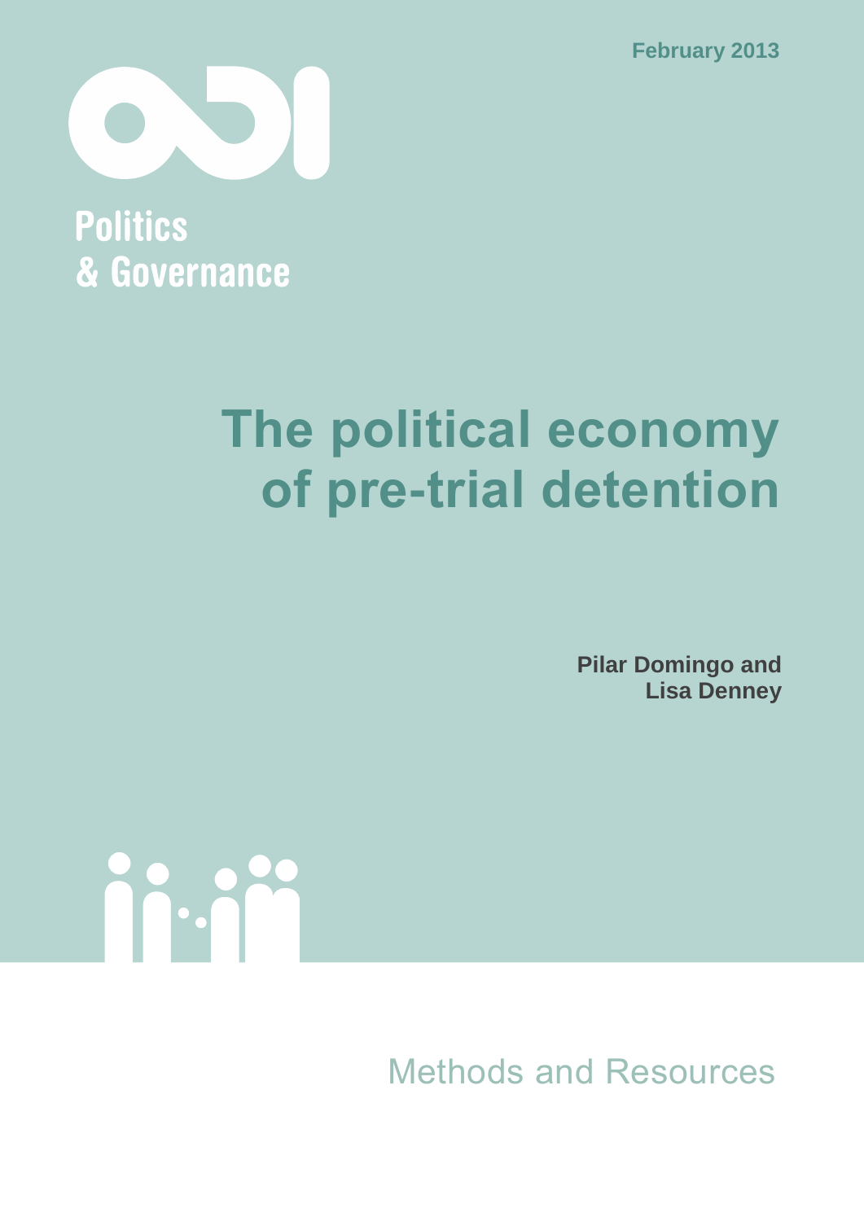February 2013

Politics
& Governance

# The political economy of pre-trial detention

**Pilar Domingo and Lisa Denney**

Methods and Resources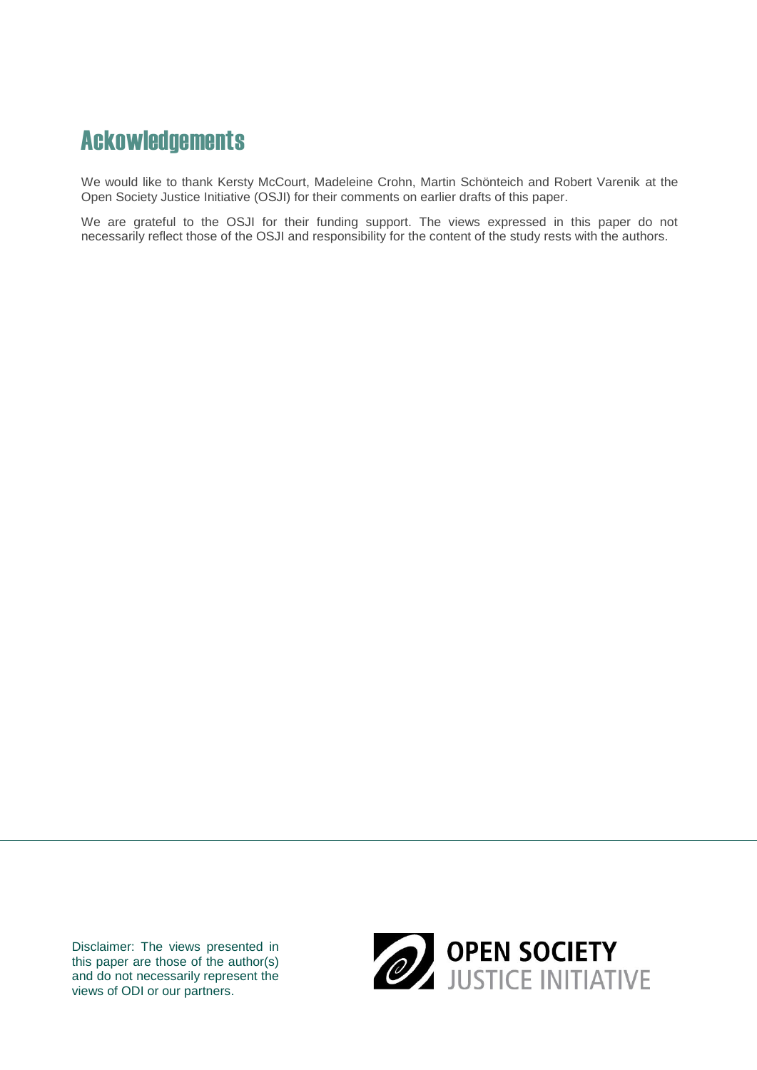# Ackowledgements

We would like to thank Kersty McCourt, Madeleine Crohn, Martin Schönteich and Robert Varenik at the Open Society Justice Initiative (OSJI) for their comments on earlier drafts of this paper.

We are grateful to the OSJI for their funding support. The views expressed in this paper do not necessarily reflect those of the OSJI and responsibility for the content of the study rests with the authors.

Disclaimer: The views presented in this paper are those of the author(s) and do not necessarily represent the views of ODI or our partners.

OPEN SOCIETY JUSTICE INITIATIVE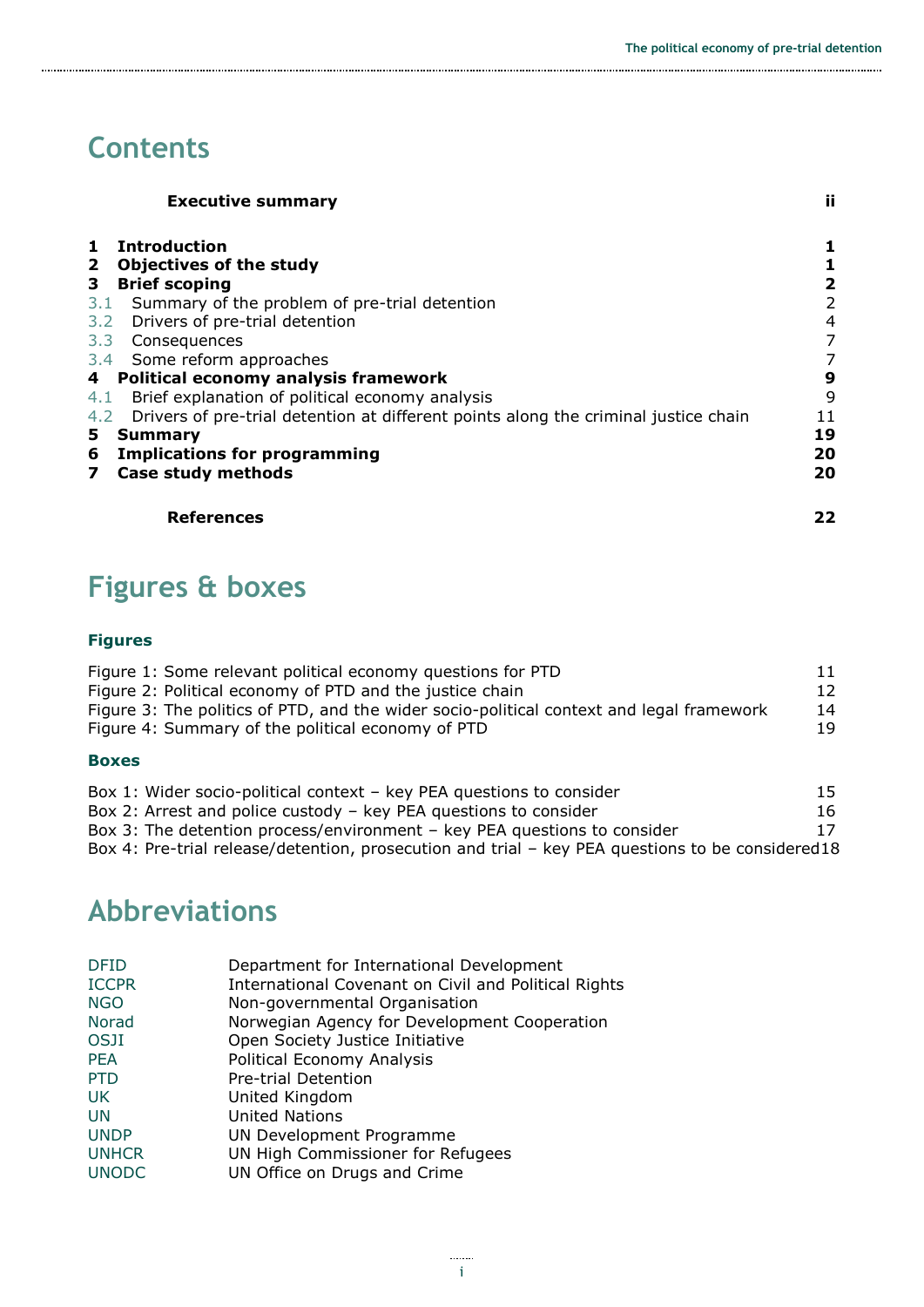# Contents

| | | |
|---|---|---|
| | **Executive summary** | **ii** |
| **1** | **Introduction** | **1** |
| **2** | **Objectives of the study** | **1** |
| **3** | **Brief scoping** | **2** |
| 3.1 | Summary of the problem of pre-trial detention | 2 |
| 3.2 | Drivers of pre-trial detention | 4 |
| 3.3 | Consequences | 7 |
| 3.4 | Some reform approaches | 7 |
| **4** | **Political economy analysis framework** | **9** |
| 4.1 | Brief explanation of political economy analysis | 9 |
| 4.2 | Drivers of pre-trial detention at different points along the criminal justice chain | 11 |
| **5** | **Summary** | **19** |
| **6** | **Implications for programming** | **20** |
| **7** | **Case study methods** | **20** |
| | **References** | **22** |

# Figures & boxes

### Figures

| | |
|---|---|
| Figure 1: Some relevant political economy questions for PTD | 11 |
| Figure 2: Political economy of PTD and the justice chain | 12 |
| Figure 3: The politics of PTD, and the wider socio-political context and legal framework | 14 |
| Figure 4: Summary of the political economy of PTD | 19 |

### Boxes

| | |
|---|---|
| Box 1: Wider socio-political context – key PEA questions to consider | 15 |
| Box 2: Arrest and police custody – key PEA questions to consider | 16 |
| Box 3: The detention process/environment – key PEA questions to consider | 17 |
| Box 4: Pre-trial release/detention, prosecution and trial – key PEA questions to be considered | 18 |

# Abbreviations

| | |
|---|---|
| DFID | Department for International Development |
| ICCPR | International Covenant on Civil and Political Rights |
| NGO | Non-governmental Organisation |
| Norad | Norwegian Agency for Development Cooperation |
| OSJI | Open Society Justice Initiative |
| PEA | Political Economy Analysis |
| PTD | Pre-trial Detention |
| UK | United Kingdom |
| UN | United Nations |
| UNDP | UN Development Programme |
| UNHCR | UN High Commissioner for Refugees |
| UNODC | UN Office on Drugs and Crime |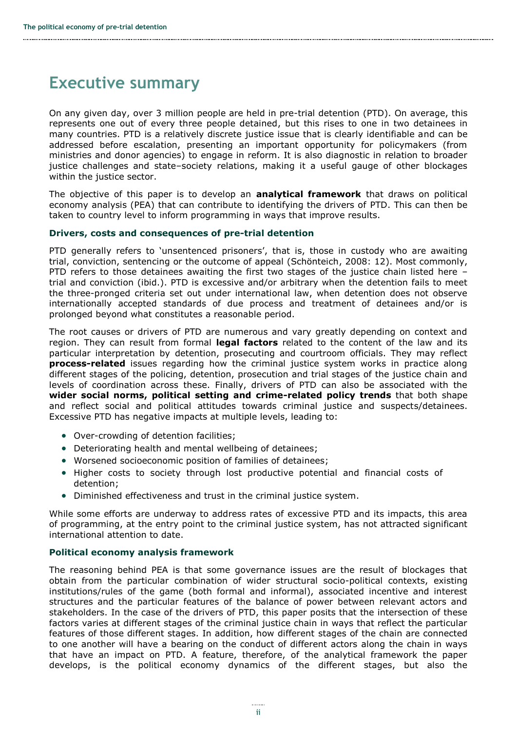# Executive summary

On any given day, over 3 million people are held in pre-trial detention (PTD). On average, this represents one out of every three people detained, but this rises to one in two detainees in many countries. PTD is a relatively discrete justice issue that is clearly identifiable and can be addressed before escalation, presenting an important opportunity for policymakers (from ministries and donor agencies) to engage in reform. It is also diagnostic in relation to broader justice challenges and state–society relations, making it a useful gauge of other blockages within the justice sector.

The objective of this paper is to develop an **analytical framework** that draws on political economy analysis (PEA) that can contribute to identifying the drivers of PTD. This can then be taken to country level to inform programming in ways that improve results.

### Drivers, costs and consequences of pre-trial detention

PTD generally refers to 'unsentenced prisoners', that is, those in custody who are awaiting trial, conviction, sentencing or the outcome of appeal (Schönteich, 2008: 12). Most commonly, PTD refers to those detainees awaiting the first two stages of the justice chain listed here – trial and conviction (ibid.). PTD is excessive and/or arbitrary when the detention fails to meet the three-pronged criteria set out under international law, when detention does not observe internationally accepted standards of due process and treatment of detainees and/or is prolonged beyond what constitutes a reasonable period.

The root causes or drivers of PTD are numerous and vary greatly depending on context and region. They can result from formal **legal factors** related to the content of the law and its particular interpretation by detention, prosecuting and courtroom officials. They may reflect **process-related** issues regarding how the criminal justice system works in practice along different stages of the policing, detention, prosecution and trial stages of the justice chain and levels of coordination across these. Finally, drivers of PTD can also be associated with the **wider social norms, political setting and crime-related policy trends** that both shape and reflect social and political attitudes towards criminal justice and suspects/detainees. Excessive PTD has negative impacts at multiple levels, leading to:

- Over-crowding of detention facilities;
- Deteriorating health and mental wellbeing of detainees;
- Worsened socioeconomic position of families of detainees;
- Higher costs to society through lost productive potential and financial costs of detention;
- Diminished effectiveness and trust in the criminal justice system.

While some efforts are underway to address rates of excessive PTD and its impacts, this area of programming, at the entry point to the criminal justice system, has not attracted significant international attention to date.

### Political economy analysis framework

The reasoning behind PEA is that some governance issues are the result of blockages that obtain from the particular combination of wider structural socio-political contexts, existing institutions/rules of the game (both formal and informal), associated incentive and interest structures and the particular features of the balance of power between relevant actors and stakeholders. In the case of the drivers of PTD, this paper posits that the intersection of these factors varies at different stages of the criminal justice chain in ways that reflect the particular features of those different stages. In addition, how different stages of the chain are connected to one another will have a bearing on the conduct of different actors along the chain in ways that have an impact on PTD. A feature, therefore, of the analytical framework the paper develops, is the political economy dynamics of the different stages, but also the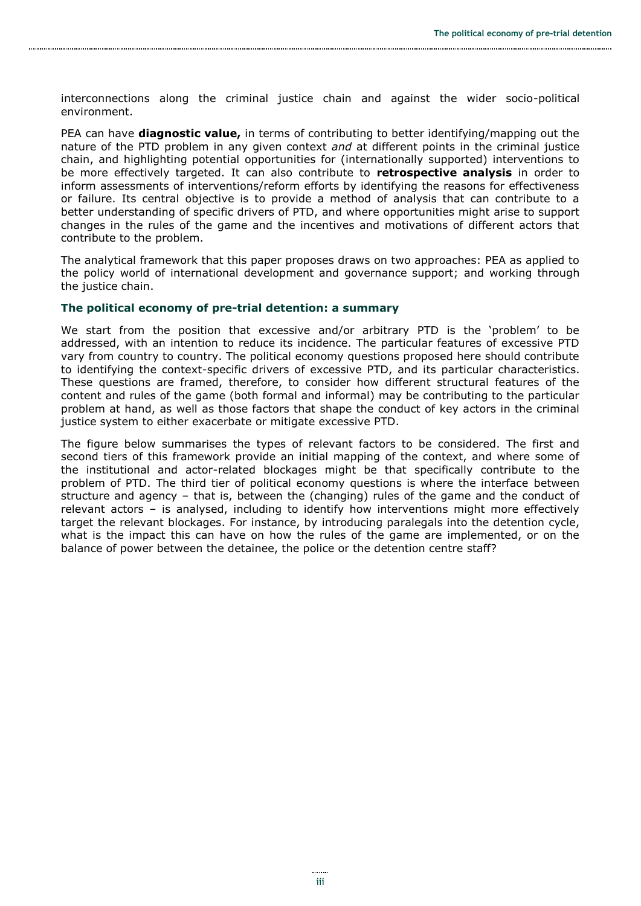interconnections along the criminal justice chain and against the wider socio-political environment.

PEA can have **diagnostic value,** in terms of contributing to better identifying/mapping out the nature of the PTD problem in any given context *and* at different points in the criminal justice chain, and highlighting potential opportunities for (internationally supported) interventions to be more effectively targeted. It can also contribute to **retrospective analysis** in order to inform assessments of interventions/reform efforts by identifying the reasons for effectiveness or failure. Its central objective is to provide a method of analysis that can contribute to a better understanding of specific drivers of PTD, and where opportunities might arise to support changes in the rules of the game and the incentives and motivations of different actors that contribute to the problem.

The analytical framework that this paper proposes draws on two approaches: PEA as applied to the policy world of international development and governance support; and working through the justice chain.

### The political economy of pre-trial detention: a summary

We start from the position that excessive and/or arbitrary PTD is the 'problem' to be addressed, with an intention to reduce its incidence. The particular features of excessive PTD vary from country to country. The political economy questions proposed here should contribute to identifying the context-specific drivers of excessive PTD, and its particular characteristics. These questions are framed, therefore, to consider how different structural features of the content and rules of the game (both formal and informal) may be contributing to the particular problem at hand, as well as those factors that shape the conduct of key actors in the criminal justice system to either exacerbate or mitigate excessive PTD.

The figure below summarises the types of relevant factors to be considered. The first and second tiers of this framework provide an initial mapping of the context, and where some of the institutional and actor-related blockages might be that specifically contribute to the problem of PTD. The third tier of political economy questions is where the interface between structure and agency – that is, between the (changing) rules of the game and the conduct of relevant actors – is analysed, including to identify how interventions might more effectively target the relevant blockages. For instance, by introducing paralegals into the detention cycle, what is the impact this can have on how the rules of the game are implemented, or on the balance of power between the detainee, the police or the detention centre staff?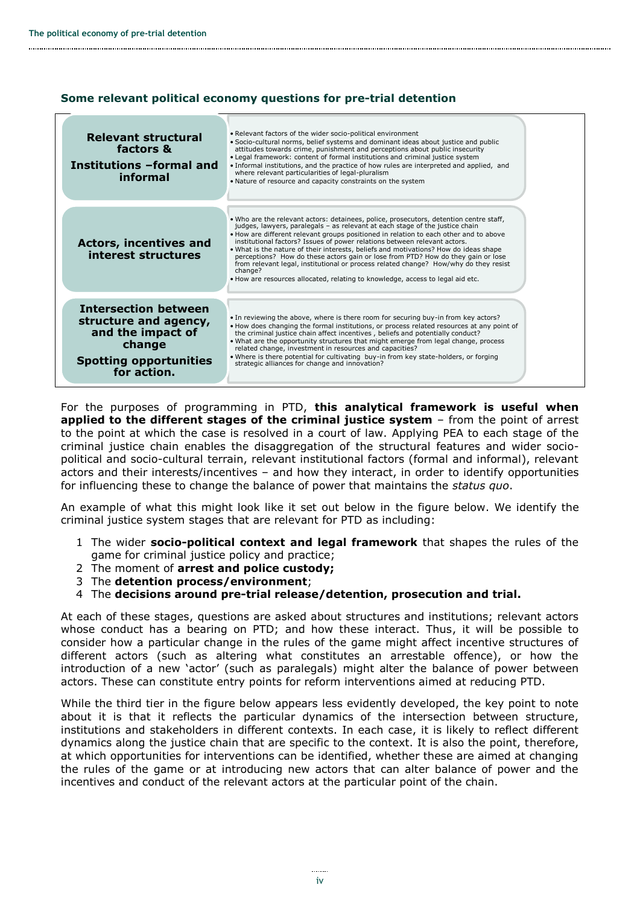### Some relevant political economy questions for pre-trial detention

| | |
|---|---|
| **Relevant structural factors & Institutions –formal and informal** | • Relevant factors of the wider socio-political environment<br>• Socio-cultural norms, belief systems and dominant ideas about justice and public attitudes towards crime, punishment and perceptions about public insecurity<br>• Legal framework: content of formal institutions and criminal justice system<br>• Informal institutions, and the practice of how rules are interpreted and applied, and where relevant particularities of legal-pluralism<br>• Nature of resource and capacity constraints on the system |
| **Actors, incentives and interest structures** | • Who are the relevant actors: detainees, police, prosecutors, detention centre staff, judges, lawyers, paralegals – as relevant at each stage of the justice chain<br>• How are different relevant groups positioned in relation to each other and to above institutional factors? Issues of power relations between relevant actors.<br>• What is the nature of their interests, beliefs and motivations? How do ideas shape perceptions? How do these actors gain or lose from PTD? How do they gain or lose from relevant legal, institutional or process related change? How/why do they resist change?<br>• How are resources allocated, relating to knowledge, access to legal aid etc. |
| **Intersection between structure and agency, and the impact of change**<br><br>**Spotting opportunities for action.** | • In reviewing the above, where is there room for securing buy-in from key actors?<br>• How does changing the formal institutions, or process related resources at any point of the criminal justice chain affect incentives , beliefs and potentially conduct?<br>• What are the opportunity structures that might emerge from legal change, process related change, investment in resources and capacities?<br>• Where is there potential for cultivating buy-in from key state-holders, or forging strategic alliances for change and innovation? |

For the purposes of programming in PTD, **this analytical framework is useful when applied to the different stages of the criminal justice system** – from the point of arrest to the point at which the case is resolved in a court of law. Applying PEA to each stage of the criminal justice chain enables the disaggregation of the structural features and wider socio-political and socio-cultural terrain, relevant institutional factors (formal and informal), relevant actors and their interests/incentives – and how they interact, in order to identify opportunities for influencing these to change the balance of power that maintains the *status quo*.

An example of what this might look like it set out below in the figure below. We identify the criminal justice system stages that are relevant for PTD as including:

1. The wider **socio-political context and legal framework** that shapes the rules of the game for criminal justice policy and practice;
2. The moment of **arrest and police custody;**
3. The **detention process/environment**;
4. The **decisions around pre-trial release/detention, prosecution and trial.**

At each of these stages, questions are asked about structures and institutions; relevant actors whose conduct has a bearing on PTD; and how these interact. Thus, it will be possible to consider how a particular change in the rules of the game might affect incentive structures of different actors (such as altering what constitutes an arrestable offence), or how the introduction of a new 'actor' (such as paralegals) might alter the balance of power between actors. These can constitute entry points for reform interventions aimed at reducing PTD.

While the third tier in the figure below appears less evidently developed, the key point to note about it is that it reflects the particular dynamics of the intersection between structure, institutions and stakeholders in different contexts. In each case, it is likely to reflect different dynamics along the justice chain that are specific to the context. It is also the point, therefore, at which opportunities for interventions can be identified, whether these are aimed at changing the rules of the game or at introducing new actors that can alter balance of power and the incentives and conduct of the relevant actors at the particular point of the chain.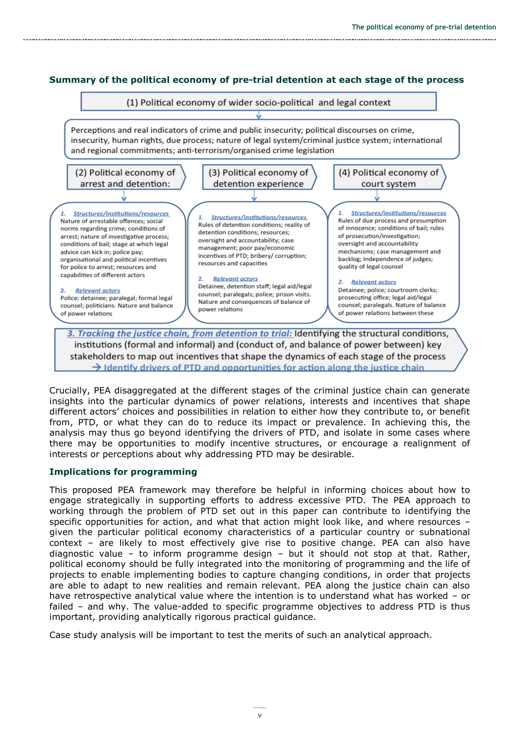### Summary of the political economy of pre-trial detention at each stage of the process

(1) Political economy of wider socio-political and legal context

Perceptions and real indicators of crime and public insecurity; political discourses on crime, insecurity, human rights, due process; nature of legal system/criminal justice system; international and regional commitments; anti-terrorism/organised crime legislation

(2) Political economy of arrest and detention:

1. *Structures/institutions/resources*
Nature of arrestable offences; social norms regarding crime; conditions of arrest; nature of investigative process; conditions of bail; stage at which legal advice can kick in; police pay; organisational and political incentives for police to arrest; resources and capabilities of different actors

2. *Relevant actors*
Police; detainee; paralegal; formal legal counsel; politicians. Nature and balance of power relations

(3) Political economy of detention experience

1. *Structures/institutions/resources*
Rules of detention conditions; reality of detention conditions; resources; oversight and accountability; case management; poor pay/economic incentives of PTD; bribery/ corruption; resources and capacities

2. *Relevant actors*
Detainee, detention staff; legal aid/legal counsel; paralegals; police; prison visits. Nature and consequences of balance of power relations

(4) Political economy of court system

1. *Structures/institutions/resources*
Rules of due process and presumption of innocence; conditions of bail; rules of prosecution/investigation; oversight and accountability mechanisms; case management and backlog; Independence of judges; quality of legal counsel

2. *Relevant actors*
Detainee; police; courtroom clerks; prosecuting office; legal aid/legal counsel; paralegals. Nature of balance of power relations between these

*3. Tracking the justice chain, from detention to trial:* Identifying the structural conditions, institutions (formal and informal) and (conduct of, and balance of power between) key stakeholders to map out incentives that shape the dynamics of each stage of the process
→ Identify drivers of PTD and opportunities for action along the justice chain

Crucially, PEA disaggregated at the different stages of the criminal justice chain can generate insights into the particular dynamics of power relations, interests and incentives that shape different actors' choices and possibilities in relation to either how they contribute to, or benefit from, PTD, or what they can do to reduce its impact or prevalence. In achieving this, the analysis may thus go beyond identifying the drivers of PTD, and isolate in some cases where there may be opportunities to modify incentive structures, or encourage a realignment of interests or perceptions about why addressing PTD may be desirable.

### Implications for programming

This proposed PEA framework may therefore be helpful in informing choices about how to engage strategically in supporting efforts to address excessive PTD. The PEA approach to working through the problem of PTD set out in this paper can contribute to identifying the specific opportunities for action, and what that action might look like, and where resources – given the particular political economy characteristics of a particular country or subnational context – are likely to most effectively give rise to positive change. PEA can also have diagnostic value – to inform programme design – but it should not stop at that. Rather, political economy should be fully integrated into the monitoring of programming and the life of projects to enable implementing bodies to capture changing conditions, in order that projects are able to adapt to new realities and remain relevant. PEA along the justice chain can also have retrospective analytical value where the intention is to understand what has worked – or failed – and why. The value-added to specific programme objectives to address PTD is thus important, providing analytically rigorous practical guidance.

Case study analysis will be important to test the merits of such an analytical approach.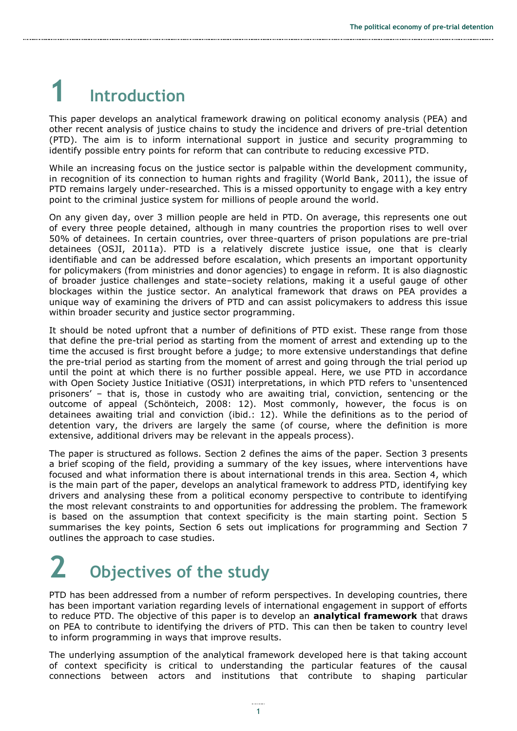# 1 Introduction

This paper develops an analytical framework drawing on political economy analysis (PEA) and other recent analysis of justice chains to study the incidence and drivers of pre-trial detention (PTD). The aim is to inform international support in justice and security programming to identify possible entry points for reform that can contribute to reducing excessive PTD.

While an increasing focus on the justice sector is palpable within the development community, in recognition of its connection to human rights and fragility (World Bank, 2011), the issue of PTD remains largely under-researched. This is a missed opportunity to engage with a key entry point to the criminal justice system for millions of people around the world.

On any given day, over 3 million people are held in PTD. On average, this represents one out of every three people detained, although in many countries the proportion rises to well over 50% of detainees. In certain countries, over three-quarters of prison populations are pre-trial detainees (OSJI, 2011a). PTD is a relatively discrete justice issue, one that is clearly identifiable and can be addressed before escalation, which presents an important opportunity for policymakers (from ministries and donor agencies) to engage in reform. It is also diagnostic of broader justice challenges and state–society relations, making it a useful gauge of other blockages within the justice sector. An analytical framework that draws on PEA provides a unique way of examining the drivers of PTD and can assist policymakers to address this issue within broader security and justice sector programming.

It should be noted upfront that a number of definitions of PTD exist. These range from those that define the pre-trial period as starting from the moment of arrest and extending up to the time the accused is first brought before a judge; to more extensive understandings that define the pre-trial period as starting from the moment of arrest and going through the trial period up until the point at which there is no further possible appeal. Here, we use PTD in accordance with Open Society Justice Initiative (OSJI) interpretations, in which PTD refers to 'unsentenced prisoners' – that is, those in custody who are awaiting trial, conviction, sentencing or the outcome of appeal (Schönteich, 2008: 12). Most commonly, however, the focus is on detainees awaiting trial and conviction (ibid.: 12). While the definitions as to the period of detention vary, the drivers are largely the same (of course, where the definition is more extensive, additional drivers may be relevant in the appeals process).

The paper is structured as follows. Section 2 defines the aims of the paper. Section 3 presents a brief scoping of the field, providing a summary of the key issues, where interventions have focused and what information there is about international trends in this area. Section 4, which is the main part of the paper, develops an analytical framework to address PTD, identifying key drivers and analysing these from a political economy perspective to contribute to identifying the most relevant constraints to and opportunities for addressing the problem. The framework is based on the assumption that context specificity is the main starting point. Section 5 summarises the key points, Section 6 sets out implications for programming and Section 7 outlines the approach to case studies.

# 2 Objectives of the study

PTD has been addressed from a number of reform perspectives. In developing countries, there has been important variation regarding levels of international engagement in support of efforts to reduce PTD. The objective of this paper is to develop an **analytical framework** that draws on PEA to contribute to identifying the drivers of PTD. This can then be taken to country level to inform programming in ways that improve results.

The underlying assumption of the analytical framework developed here is that taking account of context specificity is critical to understanding the particular features of the causal connections between actors and institutions that contribute to shaping particular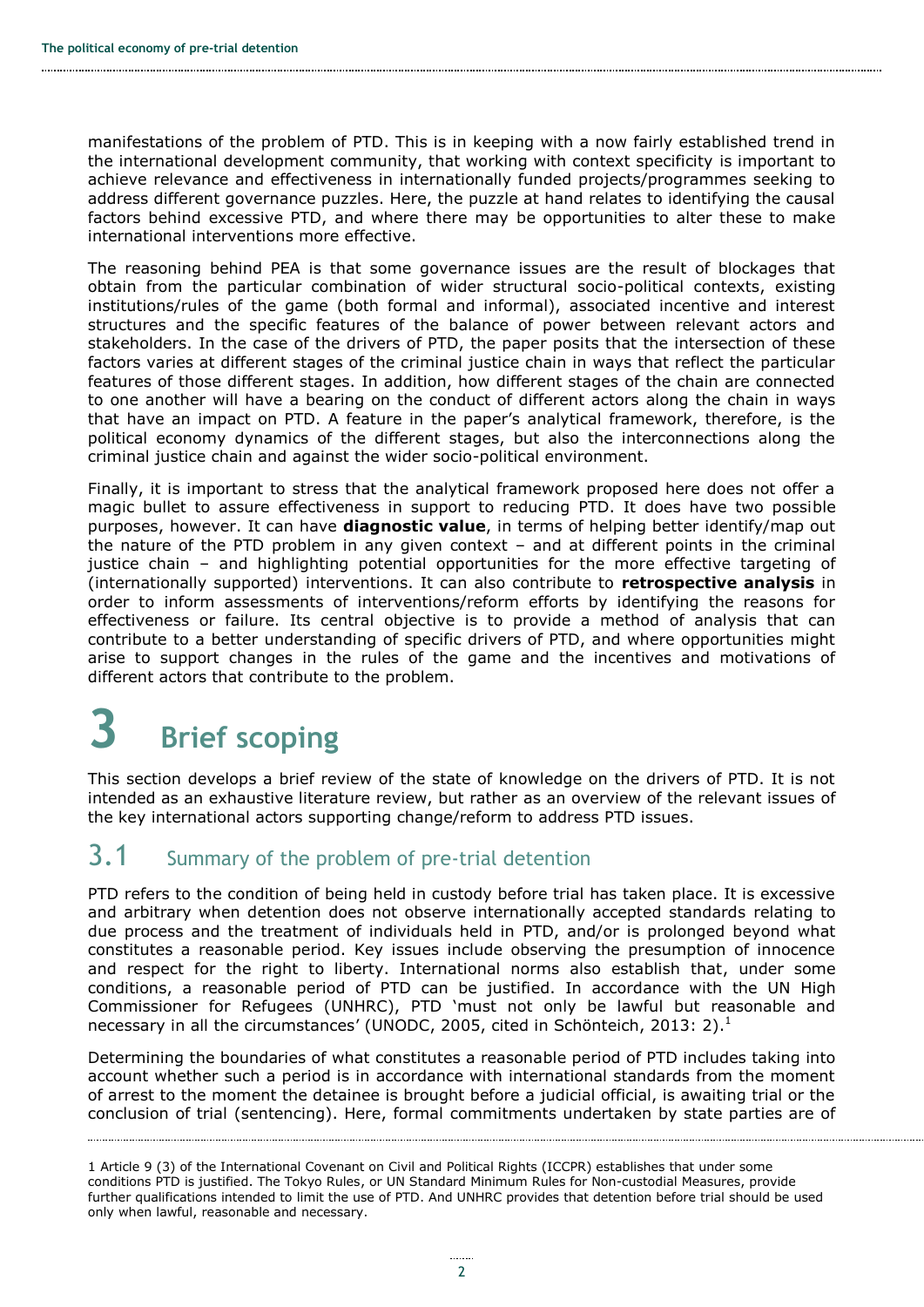manifestations of the problem of PTD. This is in keeping with a now fairly established trend in the international development community, that working with context specificity is important to achieve relevance and effectiveness in internationally funded projects/programmes seeking to address different governance puzzles. Here, the puzzle at hand relates to identifying the causal factors behind excessive PTD, and where there may be opportunities to alter these to make international interventions more effective.

The reasoning behind PEA is that some governance issues are the result of blockages that obtain from the particular combination of wider structural socio-political contexts, existing institutions/rules of the game (both formal and informal), associated incentive and interest structures and the specific features of the balance of power between relevant actors and stakeholders. In the case of the drivers of PTD, the paper posits that the intersection of these factors varies at different stages of the criminal justice chain in ways that reflect the particular features of those different stages. In addition, how different stages of the chain are connected to one another will have a bearing on the conduct of different actors along the chain in ways that have an impact on PTD. A feature in the paper's analytical framework, therefore, is the political economy dynamics of the different stages, but also the interconnections along the criminal justice chain and against the wider socio-political environment.

Finally, it is important to stress that the analytical framework proposed here does not offer a magic bullet to assure effectiveness in support to reducing PTD. It does have two possible purposes, however. It can have **diagnostic value**, in terms of helping better identify/map out the nature of the PTD problem in any given context – and at different points in the criminal justice chain – and highlighting potential opportunities for the more effective targeting of (internationally supported) interventions. It can also contribute to **retrospective analysis** in order to inform assessments of interventions/reform efforts by identifying the reasons for effectiveness or failure. Its central objective is to provide a method of analysis that can contribute to a better understanding of specific drivers of PTD, and where opportunities might arise to support changes in the rules of the game and the incentives and motivations of different actors that contribute to the problem.

# 3 Brief scoping

This section develops a brief review of the state of knowledge on the drivers of PTD. It is not intended as an exhaustive literature review, but rather as an overview of the relevant issues of the key international actors supporting change/reform to address PTD issues.

## 3.1 Summary of the problem of pre-trial detention

PTD refers to the condition of being held in custody before trial has taken place. It is excessive and arbitrary when detention does not observe internationally accepted standards relating to due process and the treatment of individuals held in PTD, and/or is prolonged beyond what constitutes a reasonable period. Key issues include observing the presumption of innocence and respect for the right to liberty. International norms also establish that, under some conditions, a reasonable period of PTD can be justified. In accordance with the UN High Commissioner for Refugees (UNHRC), PTD 'must not only be lawful but reasonable and necessary in all the circumstances' (UNODC, 2005, cited in Schönteich, 2013: 2).[1]

Determining the boundaries of what constitutes a reasonable period of PTD includes taking into account whether such a period is in accordance with international standards from the moment of arrest to the moment the detainee is brought before a judicial official, is awaiting trial or the conclusion of trial (sentencing). Here, formal commitments undertaken by state parties are of

1 Article 9 (3) of the International Covenant on Civil and Political Rights (ICCPR) establishes that under some conditions PTD is justified. The Tokyo Rules, or UN Standard Minimum Rules for Non-custodial Measures, provide further qualifications intended to limit the use of PTD. And UNHRC provides that detention before trial should be used only when lawful, reasonable and necessary.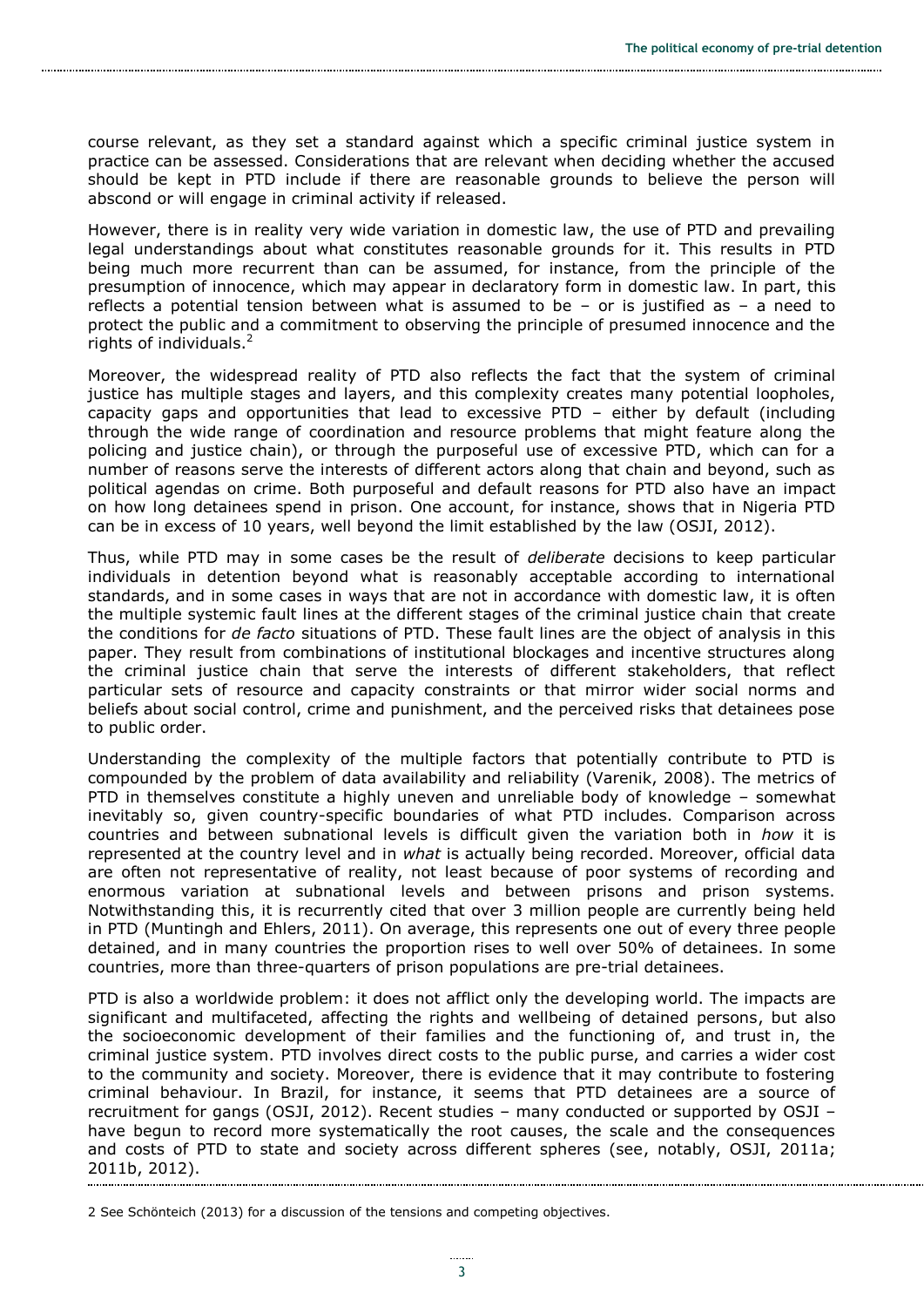course relevant, as they set a standard against which a specific criminal justice system in practice can be assessed. Considerations that are relevant when deciding whether the accused should be kept in PTD include if there are reasonable grounds to believe the person will abscond or will engage in criminal activity if released.

However, there is in reality very wide variation in domestic law, the use of PTD and prevailing legal understandings about what constitutes reasonable grounds for it. This results in PTD being much more recurrent than can be assumed, for instance, from the principle of the presumption of innocence, which may appear in declaratory form in domestic law. In part, this reflects a potential tension between what is assumed to be – or is justified as – a need to protect the public and a commitment to observing the principle of presumed innocence and the rights of individuals.[2]

Moreover, the widespread reality of PTD also reflects the fact that the system of criminal justice has multiple stages and layers, and this complexity creates many potential loopholes, capacity gaps and opportunities that lead to excessive PTD – either by default (including through the wide range of coordination and resource problems that might feature along the policing and justice chain), or through the purposeful use of excessive PTD, which can for a number of reasons serve the interests of different actors along that chain and beyond, such as political agendas on crime. Both purposeful and default reasons for PTD also have an impact on how long detainees spend in prison. One account, for instance, shows that in Nigeria PTD can be in excess of 10 years, well beyond the limit established by the law (OSJI, 2012).

Thus, while PTD may in some cases be the result of *deliberate* decisions to keep particular individuals in detention beyond what is reasonably acceptable according to international standards, and in some cases in ways that are not in accordance with domestic law, it is often the multiple systemic fault lines at the different stages of the criminal justice chain that create the conditions for *de facto* situations of PTD. These fault lines are the object of analysis in this paper. They result from combinations of institutional blockages and incentive structures along the criminal justice chain that serve the interests of different stakeholders, that reflect particular sets of resource and capacity constraints or that mirror wider social norms and beliefs about social control, crime and punishment, and the perceived risks that detainees pose to public order.

Understanding the complexity of the multiple factors that potentially contribute to PTD is compounded by the problem of data availability and reliability (Varenik, 2008). The metrics of PTD in themselves constitute a highly uneven and unreliable body of knowledge – somewhat inevitably so, given country-specific boundaries of what PTD includes. Comparison across countries and between subnational levels is difficult given the variation both in *how* it is represented at the country level and in *what* is actually being recorded. Moreover, official data are often not representative of reality, not least because of poor systems of recording and enormous variation at subnational levels and between prisons and prison systems. Notwithstanding this, it is recurrently cited that over 3 million people are currently being held in PTD (Muntingh and Ehlers, 2011). On average, this represents one out of every three people detained, and in many countries the proportion rises to well over 50% of detainees. In some countries, more than three-quarters of prison populations are pre-trial detainees.

PTD is also a worldwide problem: it does not afflict only the developing world. The impacts are significant and multifaceted, affecting the rights and wellbeing of detained persons, but also the socioeconomic development of their families and the functioning of, and trust in, the criminal justice system. PTD involves direct costs to the public purse, and carries a wider cost to the community and society. Moreover, there is evidence that it may contribute to fostering criminal behaviour. In Brazil, for instance, it seems that PTD detainees are a source of recruitment for gangs (OSJI, 2012). Recent studies – many conducted or supported by OSJI – have begun to record more systematically the root causes, the scale and the consequences and costs of PTD to state and society across different spheres (see, notably, OSJI, 2011a; 2011b, 2012).

2 See Schönteich (2013) for a discussion of the tensions and competing objectives.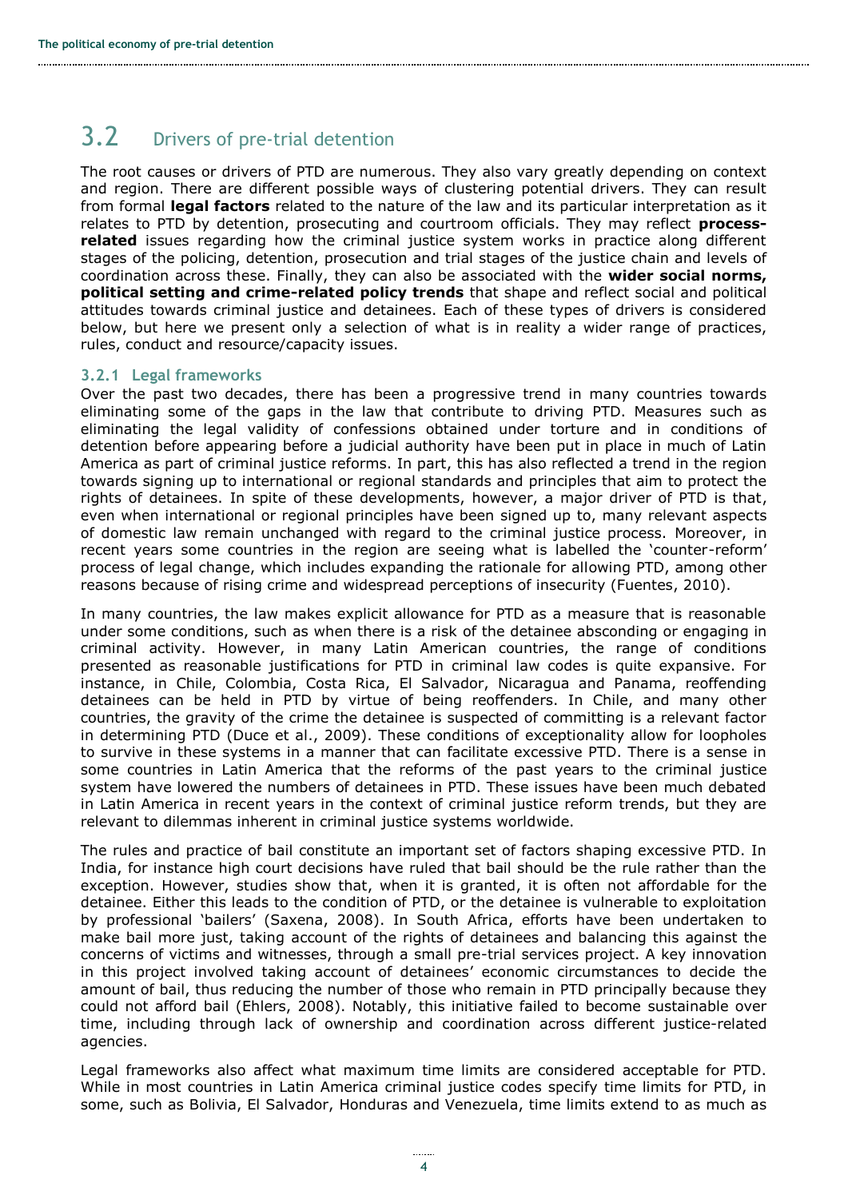## 3.2 Drivers of pre-trial detention

The root causes or drivers of PTD are numerous. They also vary greatly depending on context and region. There are different possible ways of clustering potential drivers. They can result from formal **legal factors** related to the nature of the law and its particular interpretation as it relates to PTD by detention, prosecuting and courtroom officials. They may reflect **process-related** issues regarding how the criminal justice system works in practice along different stages of the policing, detention, prosecution and trial stages of the justice chain and levels of coordination across these. Finally, they can also be associated with the **wider social norms, political setting and crime-related policy trends** that shape and reflect social and political attitudes towards criminal justice and detainees. Each of these types of drivers is considered below, but here we present only a selection of what is in reality a wider range of practices, rules, conduct and resource/capacity issues.

### 3.2.1 Legal frameworks

Over the past two decades, there has been a progressive trend in many countries towards eliminating some of the gaps in the law that contribute to driving PTD. Measures such as eliminating the legal validity of confessions obtained under torture and in conditions of detention before appearing before a judicial authority have been put in place in much of Latin America as part of criminal justice reforms. In part, this has also reflected a trend in the region towards signing up to international or regional standards and principles that aim to protect the rights of detainees. In spite of these developments, however, a major driver of PTD is that, even when international or regional principles have been signed up to, many relevant aspects of domestic law remain unchanged with regard to the criminal justice process. Moreover, in recent years some countries in the region are seeing what is labelled the 'counter-reform' process of legal change, which includes expanding the rationale for allowing PTD, among other reasons because of rising crime and widespread perceptions of insecurity (Fuentes, 2010).

In many countries, the law makes explicit allowance for PTD as a measure that is reasonable under some conditions, such as when there is a risk of the detainee absconding or engaging in criminal activity. However, in many Latin American countries, the range of conditions presented as reasonable justifications for PTD in criminal law codes is quite expansive. For instance, in Chile, Colombia, Costa Rica, El Salvador, Nicaragua and Panama, reoffending detainees can be held in PTD by virtue of being reoffenders. In Chile, and many other countries, the gravity of the crime the detainee is suspected of committing is a relevant factor in determining PTD (Duce et al., 2009). These conditions of exceptionality allow for loopholes to survive in these systems in a manner that can facilitate excessive PTD. There is a sense in some countries in Latin America that the reforms of the past years to the criminal justice system have lowered the numbers of detainees in PTD. These issues have been much debated in Latin America in recent years in the context of criminal justice reform trends, but they are relevant to dilemmas inherent in criminal justice systems worldwide.

The rules and practice of bail constitute an important set of factors shaping excessive PTD. In India, for instance high court decisions have ruled that bail should be the rule rather than the exception. However, studies show that, when it is granted, it is often not affordable for the detainee. Either this leads to the condition of PTD, or the detainee is vulnerable to exploitation by professional 'bailers' (Saxena, 2008). In South Africa, efforts have been undertaken to make bail more just, taking account of the rights of detainees and balancing this against the concerns of victims and witnesses, through a small pre-trial services project. A key innovation in this project involved taking account of detainees' economic circumstances to decide the amount of bail, thus reducing the number of those who remain in PTD principally because they could not afford bail (Ehlers, 2008). Notably, this initiative failed to become sustainable over time, including through lack of ownership and coordination across different justice-related agencies.

Legal frameworks also affect what maximum time limits are considered acceptable for PTD. While in most countries in Latin America criminal justice codes specify time limits for PTD, in some, such as Bolivia, El Salvador, Honduras and Venezuela, time limits extend to as much as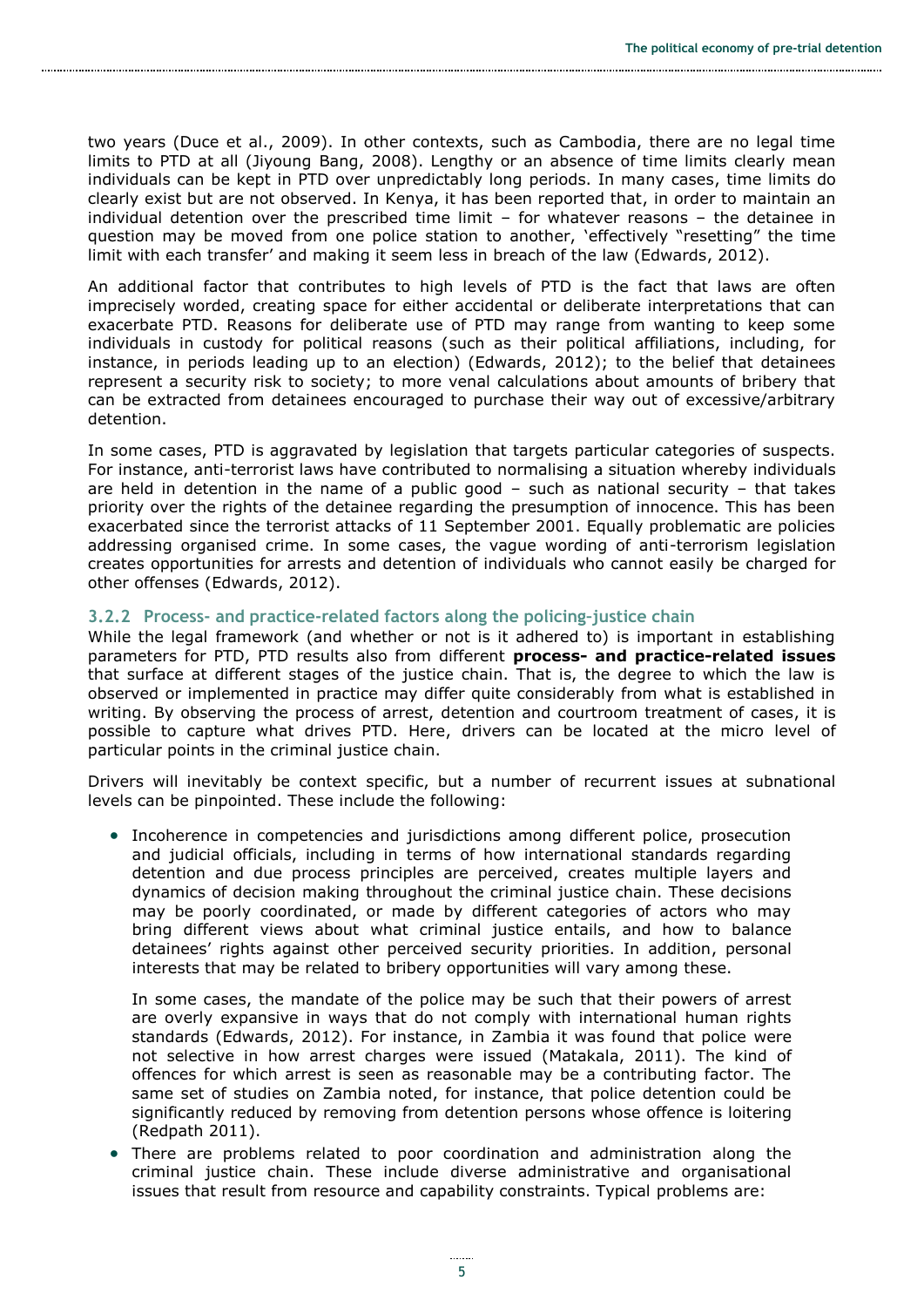two years (Duce et al., 2009). In other contexts, such as Cambodia, there are no legal time limits to PTD at all (Jiyoung Bang, 2008). Lengthy or an absence of time limits clearly mean individuals can be kept in PTD over unpredictably long periods. In many cases, time limits do clearly exist but are not observed. In Kenya, it has been reported that, in order to maintain an individual detention over the prescribed time limit – for whatever reasons – the detainee in question may be moved from one police station to another, 'effectively "resetting" the time limit with each transfer' and making it seem less in breach of the law (Edwards, 2012).

An additional factor that contributes to high levels of PTD is the fact that laws are often imprecisely worded, creating space for either accidental or deliberate interpretations that can exacerbate PTD. Reasons for deliberate use of PTD may range from wanting to keep some individuals in custody for political reasons (such as their political affiliations, including, for instance, in periods leading up to an election) (Edwards, 2012); to the belief that detainees represent a security risk to society; to more venal calculations about amounts of bribery that can be extracted from detainees encouraged to purchase their way out of excessive/arbitrary detention.

In some cases, PTD is aggravated by legislation that targets particular categories of suspects. For instance, anti-terrorist laws have contributed to normalising a situation whereby individuals are held in detention in the name of a public good – such as national security – that takes priority over the rights of the detainee regarding the presumption of innocence. This has been exacerbated since the terrorist attacks of 11 September 2001. Equally problematic are policies addressing organised crime. In some cases, the vague wording of anti-terrorism legislation creates opportunities for arrests and detention of individuals who cannot easily be charged for other offenses (Edwards, 2012).

### 3.2.2 Process- and practice-related factors along the policing-justice chain

While the legal framework (and whether or not is it adhered to) is important in establishing parameters for PTD, PTD results also from different **process- and practice-related issues** that surface at different stages of the justice chain. That is, the degree to which the law is observed or implemented in practice may differ quite considerably from what is established in writing. By observing the process of arrest, detention and courtroom treatment of cases, it is possible to capture what drives PTD. Here, drivers can be located at the micro level of particular points in the criminal justice chain.

Drivers will inevitably be context specific, but a number of recurrent issues at subnational levels can be pinpointed. These include the following:

- Incoherence in competencies and jurisdictions among different police, prosecution and judicial officials, including in terms of how international standards regarding detention and due process principles are perceived, creates multiple layers and dynamics of decision making throughout the criminal justice chain. These decisions may be poorly coordinated, or made by different categories of actors who may bring different views about what criminal justice entails, and how to balance detainees' rights against other perceived security priorities. In addition, personal interests that may be related to bribery opportunities will vary among these.

  In some cases, the mandate of the police may be such that their powers of arrest are overly expansive in ways that do not comply with international human rights standards (Edwards, 2012). For instance, in Zambia it was found that police were not selective in how arrest charges were issued (Matakala, 2011). The kind of offences for which arrest is seen as reasonable may be a contributing factor. The same set of studies on Zambia noted, for instance, that police detention could be significantly reduced by removing from detention persons whose offence is loitering (Redpath 2011).

- There are problems related to poor coordination and administration along the criminal justice chain. These include diverse administrative and organisational issues that result from resource and capability constraints. Typical problems are: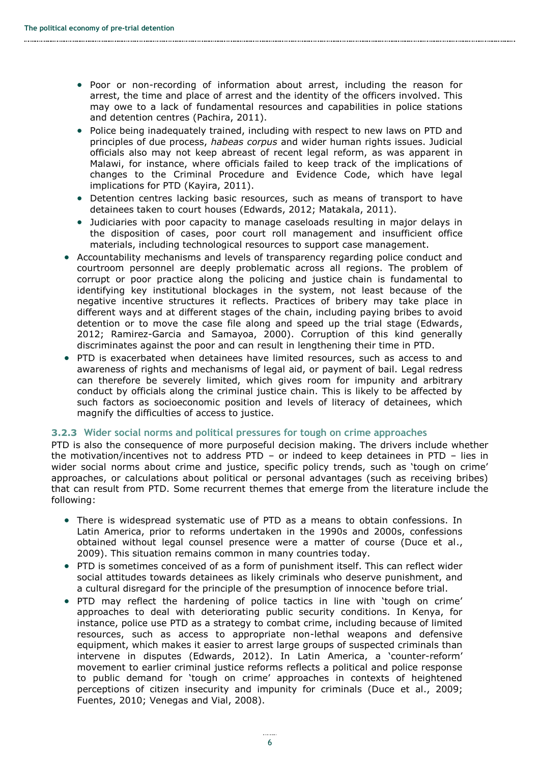- Poor or non-recording of information about arrest, including the reason for arrest, the time and place of arrest and the identity of the officers involved. This may owe to a lack of fundamental resources and capabilities in police stations and detention centres (Pachira, 2011).
  - Police being inadequately trained, including with respect to new laws on PTD and principles of due process, *habeas corpus* and wider human rights issues. Judicial officials also may not keep abreast of recent legal reform, as was apparent in Malawi, for instance, where officials failed to keep track of the implications of changes to the Criminal Procedure and Evidence Code, which have legal implications for PTD (Kayira, 2011).
  - Detention centres lacking basic resources, such as means of transport to have detainees taken to court houses (Edwards, 2012; Matakala, 2011).
  - Judiciaries with poor capacity to manage caseloads resulting in major delays in the disposition of cases, poor court roll management and insufficient office materials, including technological resources to support case management.
- Accountability mechanisms and levels of transparency regarding police conduct and courtroom personnel are deeply problematic across all regions. The problem of corrupt or poor practice along the policing and justice chain is fundamental to identifying key institutional blockages in the system, not least because of the negative incentive structures it reflects. Practices of bribery may take place in different ways and at different stages of the chain, including paying bribes to avoid detention or to move the case file along and speed up the trial stage (Edwards, 2012; Ramirez-Garcia and Samayoa, 2000). Corruption of this kind generally discriminates against the poor and can result in lengthening their time in PTD.
- PTD is exacerbated when detainees have limited resources, such as access to and awareness of rights and mechanisms of legal aid, or payment of bail. Legal redress can therefore be severely limited, which gives room for impunity and arbitrary conduct by officials along the criminal justice chain. This is likely to be affected by such factors as socioeconomic position and levels of literacy of detainees, which magnify the difficulties of access to justice.

### 3.2.3 Wider social norms and political pressures for tough on crime approaches

PTD is also the consequence of more purposeful decision making. The drivers include whether the motivation/incentives not to address PTD – or indeed to keep detainees in PTD – lies in wider social norms about crime and justice, specific policy trends, such as 'tough on crime' approaches, or calculations about political or personal advantages (such as receiving bribes) that can result from PTD. Some recurrent themes that emerge from the literature include the following:

- There is widespread systematic use of PTD as a means to obtain confessions. In Latin America, prior to reforms undertaken in the 1990s and 2000s, confessions obtained without legal counsel presence were a matter of course (Duce et al., 2009). This situation remains common in many countries today.
- PTD is sometimes conceived of as a form of punishment itself. This can reflect wider social attitudes towards detainees as likely criminals who deserve punishment, and a cultural disregard for the principle of the presumption of innocence before trial.
- PTD may reflect the hardening of police tactics in line with 'tough on crime' approaches to deal with deteriorating public security conditions. In Kenya, for instance, police use PTD as a strategy to combat crime, including because of limited resources, such as access to appropriate non-lethal weapons and defensive equipment, which makes it easier to arrest large groups of suspected criminals than intervene in disputes (Edwards, 2012). In Latin America, a 'counter-reform' movement to earlier criminal justice reforms reflects a political and police response to public demand for 'tough on crime' approaches in contexts of heightened perceptions of citizen insecurity and impunity for criminals (Duce et al., 2009; Fuentes, 2010; Venegas and Vial, 2008).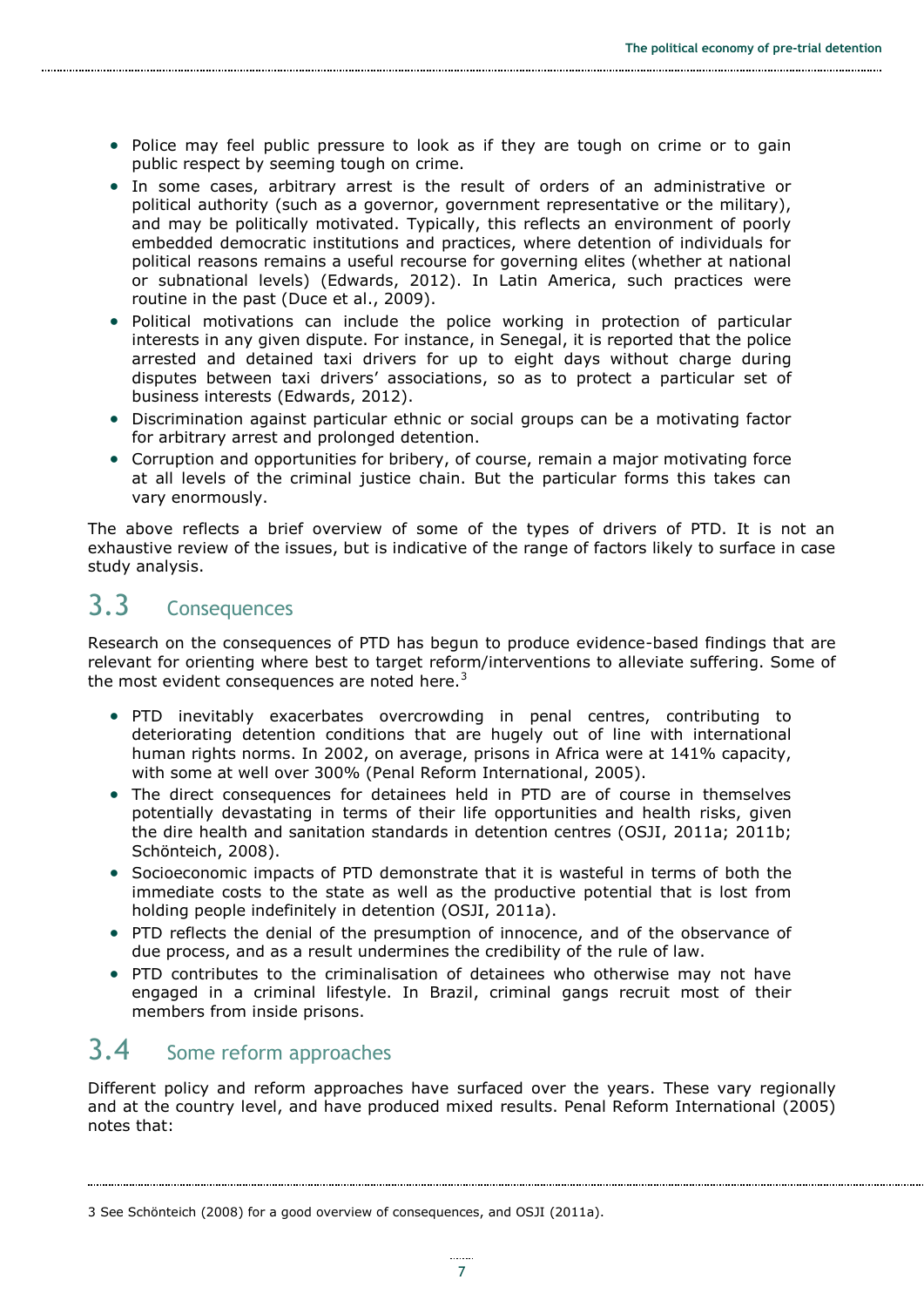- Police may feel public pressure to look as if they are tough on crime or to gain public respect by seeming tough on crime.
- In some cases, arbitrary arrest is the result of orders of an administrative or political authority (such as a governor, government representative or the military), and may be politically motivated. Typically, this reflects an environment of poorly embedded democratic institutions and practices, where detention of individuals for political reasons remains a useful recourse for governing elites (whether at national or subnational levels) (Edwards, 2012). In Latin America, such practices were routine in the past (Duce et al., 2009).
- Political motivations can include the police working in protection of particular interests in any given dispute. For instance, in Senegal, it is reported that the police arrested and detained taxi drivers for up to eight days without charge during disputes between taxi drivers' associations, so as to protect a particular set of business interests (Edwards, 2012).
- Discrimination against particular ethnic or social groups can be a motivating factor for arbitrary arrest and prolonged detention.
- Corruption and opportunities for bribery, of course, remain a major motivating force at all levels of the criminal justice chain. But the particular forms this takes can vary enormously.

The above reflects a brief overview of some of the types of drivers of PTD. It is not an exhaustive review of the issues, but is indicative of the range of factors likely to surface in case study analysis.

## 3.3 Consequences

Research on the consequences of PTD has begun to produce evidence-based findings that are relevant for orienting where best to target reform/interventions to alleviate suffering. Some of the most evident consequences are noted here.[3]

- PTD inevitably exacerbates overcrowding in penal centres, contributing to deteriorating detention conditions that are hugely out of line with international human rights norms. In 2002, on average, prisons in Africa were at 141% capacity, with some at well over 300% (Penal Reform International, 2005).
- The direct consequences for detainees held in PTD are of course in themselves potentially devastating in terms of their life opportunities and health risks, given the dire health and sanitation standards in detention centres (OSJI, 2011a; 2011b; Schönteich, 2008).
- Socioeconomic impacts of PTD demonstrate that it is wasteful in terms of both the immediate costs to the state as well as the productive potential that is lost from holding people indefinitely in detention (OSJI, 2011a).
- PTD reflects the denial of the presumption of innocence, and of the observance of due process, and as a result undermines the credibility of the rule of law.
- PTD contributes to the criminalisation of detainees who otherwise may not have engaged in a criminal lifestyle. In Brazil, criminal gangs recruit most of their members from inside prisons.

## 3.4 Some reform approaches

Different policy and reform approaches have surfaced over the years. These vary regionally and at the country level, and have produced mixed results. Penal Reform International (2005) notes that:

---

3 See Schönteich (2008) for a good overview of consequences, and OSJI (2011a).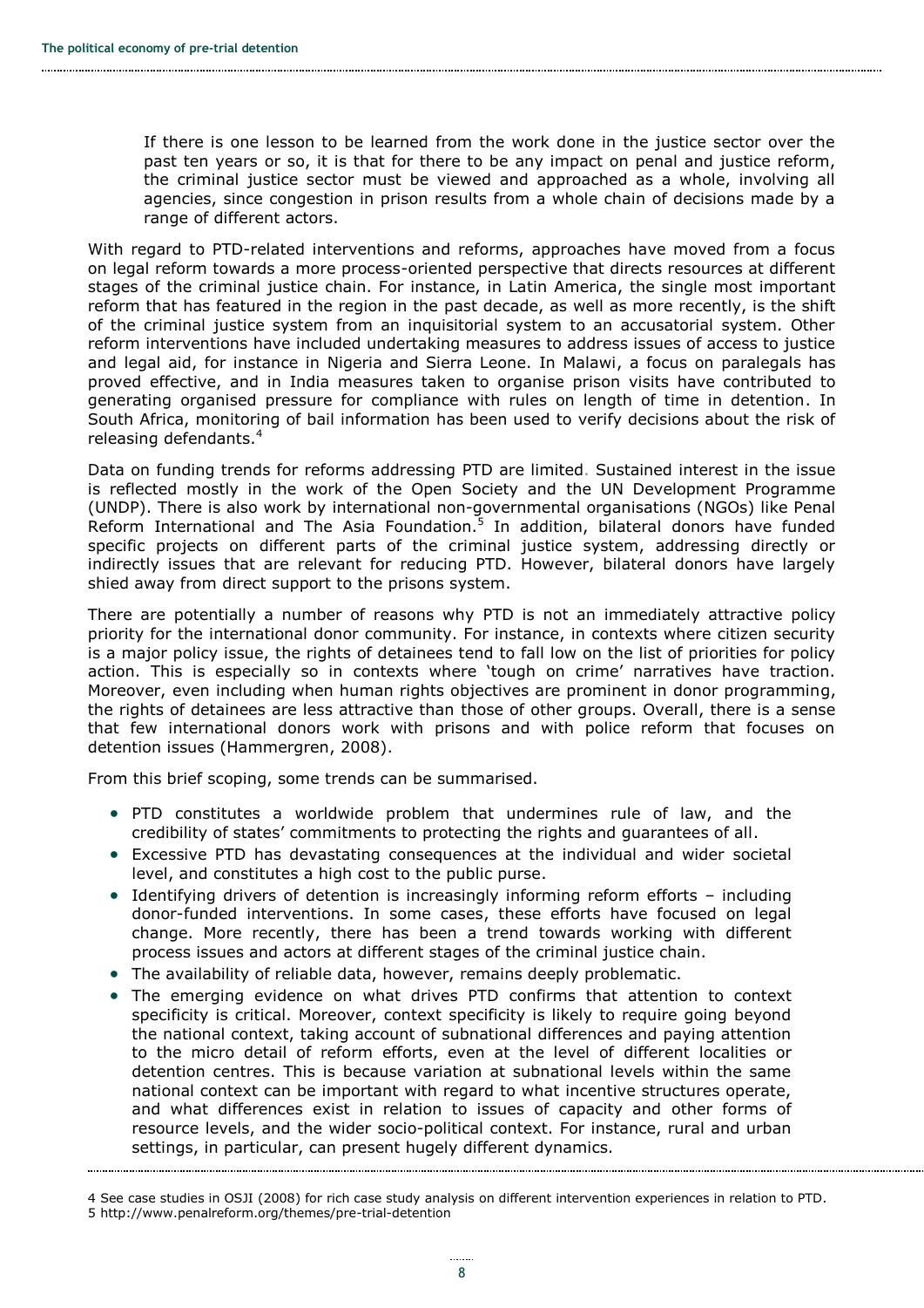> If there is one lesson to be learned from the work done in the justice sector over the past ten years or so, it is that for there to be any impact on penal and justice reform, the criminal justice sector must be viewed and approached as a whole, involving all agencies, since congestion in prison results from a whole chain of decisions made by a range of different actors.

With regard to PTD-related interventions and reforms, approaches have moved from a focus on legal reform towards a more process-oriented perspective that directs resources at different stages of the criminal justice chain. For instance, in Latin America, the single most important reform that has featured in the region in the past decade, as well as more recently, is the shift of the criminal justice system from an inquisitorial system to an accusatorial system. Other reform interventions have included undertaking measures to address issues of access to justice and legal aid, for instance in Nigeria and Sierra Leone. In Malawi, a focus on paralegals has proved effective, and in India measures taken to organise prison visits have contributed to generating organised pressure for compliance with rules on length of time in detention. In South Africa, monitoring of bail information has been used to verify decisions about the risk of releasing defendants.[4]

Data on funding trends for reforms addressing PTD are limited. Sustained interest in the issue is reflected mostly in the work of the Open Society and the UN Development Programme (UNDP). There is also work by international non-governmental organisations (NGOs) like Penal Reform International and The Asia Foundation.[5] In addition, bilateral donors have funded specific projects on different parts of the criminal justice system, addressing directly or indirectly issues that are relevant for reducing PTD. However, bilateral donors have largely shied away from direct support to the prisons system.

There are potentially a number of reasons why PTD is not an immediately attractive policy priority for the international donor community. For instance, in contexts where citizen security is a major policy issue, the rights of detainees tend to fall low on the list of priorities for policy action. This is especially so in contexts where 'tough on crime' narratives have traction. Moreover, even including when human rights objectives are prominent in donor programming, the rights of detainees are less attractive than those of other groups. Overall, there is a sense that few international donors work with prisons and with police reform that focuses on detention issues (Hammergren, 2008).

From this brief scoping, some trends can be summarised.

- PTD constitutes a worldwide problem that undermines rule of law, and the credibility of states' commitments to protecting the rights and guarantees of all.
- Excessive PTD has devastating consequences at the individual and wider societal level, and constitutes a high cost to the public purse.
- Identifying drivers of detention is increasingly informing reform efforts – including donor-funded interventions. In some cases, these efforts have focused on legal change. More recently, there has been a trend towards working with different process issues and actors at different stages of the criminal justice chain.
- The availability of reliable data, however, remains deeply problematic.
- The emerging evidence on what drives PTD confirms that attention to context specificity is critical. Moreover, context specificity is likely to require going beyond the national context, taking account of subnational differences and paying attention to the micro detail of reform efforts, even at the level of different localities or detention centres. This is because variation at subnational levels within the same national context can be important with regard to what incentive structures operate, and what differences exist in relation to issues of capacity and other forms of resource levels, and the wider socio-political context. For instance, rural and urban settings, in particular, can present hugely different dynamics.

4 See case studies in OSJI (2008) for rich case study analysis on different intervention experiences in relation to PTD.
5 http://www.penalreform.org/themes/pre-trial-detention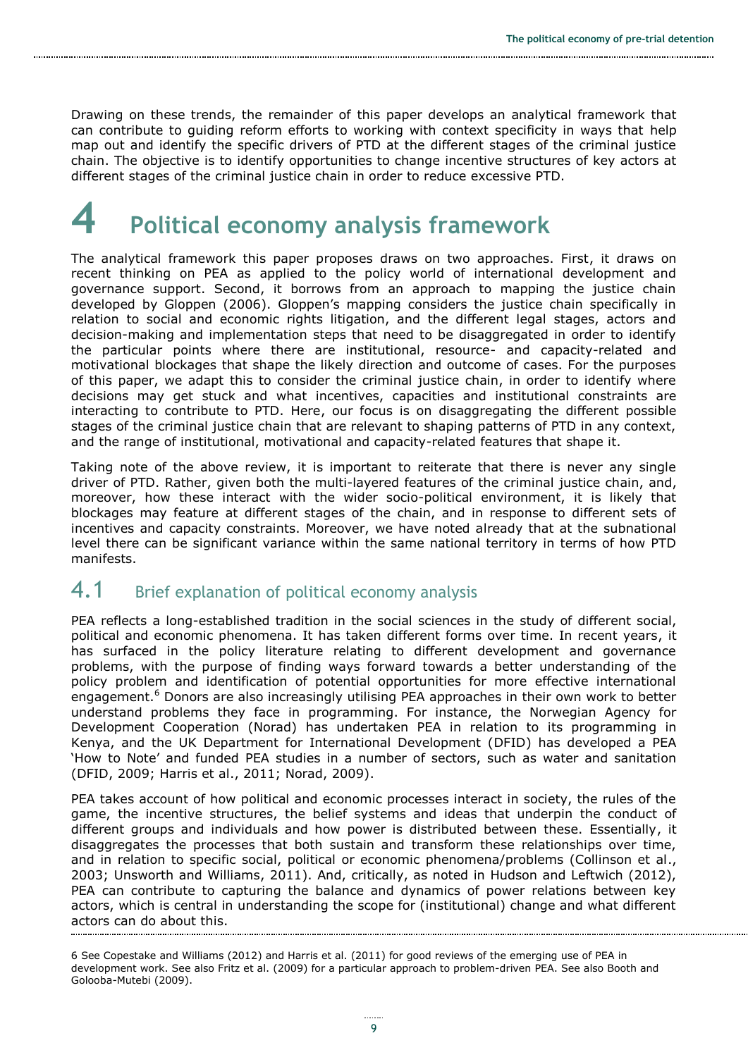Drawing on these trends, the remainder of this paper develops an analytical framework that can contribute to guiding reform efforts to working with context specificity in ways that help map out and identify the specific drivers of PTD at the different stages of the criminal justice chain. The objective is to identify opportunities to change incentive structures of key actors at different stages of the criminal justice chain in order to reduce excessive PTD.

# 4 Political economy analysis framework

The analytical framework this paper proposes draws on two approaches. First, it draws on recent thinking on PEA as applied to the policy world of international development and governance support. Second, it borrows from an approach to mapping the justice chain developed by Gloppen (2006). Gloppen's mapping considers the justice chain specifically in relation to social and economic rights litigation, and the different legal stages, actors and decision-making and implementation steps that need to be disaggregated in order to identify the particular points where there are institutional, resource- and capacity-related and motivational blockages that shape the likely direction and outcome of cases. For the purposes of this paper, we adapt this to consider the criminal justice chain, in order to identify where decisions may get stuck and what incentives, capacities and institutional constraints are interacting to contribute to PTD. Here, our focus is on disaggregating the different possible stages of the criminal justice chain that are relevant to shaping patterns of PTD in any context, and the range of institutional, motivational and capacity-related features that shape it.

Taking note of the above review, it is important to reiterate that there is never any single driver of PTD. Rather, given both the multi-layered features of the criminal justice chain, and, moreover, how these interact with the wider socio-political environment, it is likely that blockages may feature at different stages of the chain, and in response to different sets of incentives and capacity constraints. Moreover, we have noted already that at the subnational level there can be significant variance within the same national territory in terms of how PTD manifests.

## 4.1 Brief explanation of political economy analysis

PEA reflects a long-established tradition in the social sciences in the study of different social, political and economic phenomena. It has taken different forms over time. In recent years, it has surfaced in the policy literature relating to different development and governance problems, with the purpose of finding ways forward towards a better understanding of the policy problem and identification of potential opportunities for more effective international engagement.[6] Donors are also increasingly utilising PEA approaches in their own work to better understand problems they face in programming. For instance, the Norwegian Agency for Development Cooperation (Norad) has undertaken PEA in relation to its programming in Kenya, and the UK Department for International Development (DFID) has developed a PEA 'How to Note' and funded PEA studies in a number of sectors, such as water and sanitation (DFID, 2009; Harris et al., 2011; Norad, 2009).

PEA takes account of how political and economic processes interact in society, the rules of the game, the incentive structures, the belief systems and ideas that underpin the conduct of different groups and individuals and how power is distributed between these. Essentially, it disaggregates the processes that both sustain and transform these relationships over time, and in relation to specific social, political or economic phenomena/problems (Collinson et al., 2003; Unsworth and Williams, 2011). And, critically, as noted in Hudson and Leftwich (2012), PEA can contribute to capturing the balance and dynamics of power relations between key actors, which is central in understanding the scope for (institutional) change and what different actors can do about this.

6 See Copestake and Williams (2012) and Harris et al. (2011) for good reviews of the emerging use of PEA in development work. See also Fritz et al. (2009) for a particular approach to problem-driven PEA. See also Booth and Golooba-Mutebi (2009).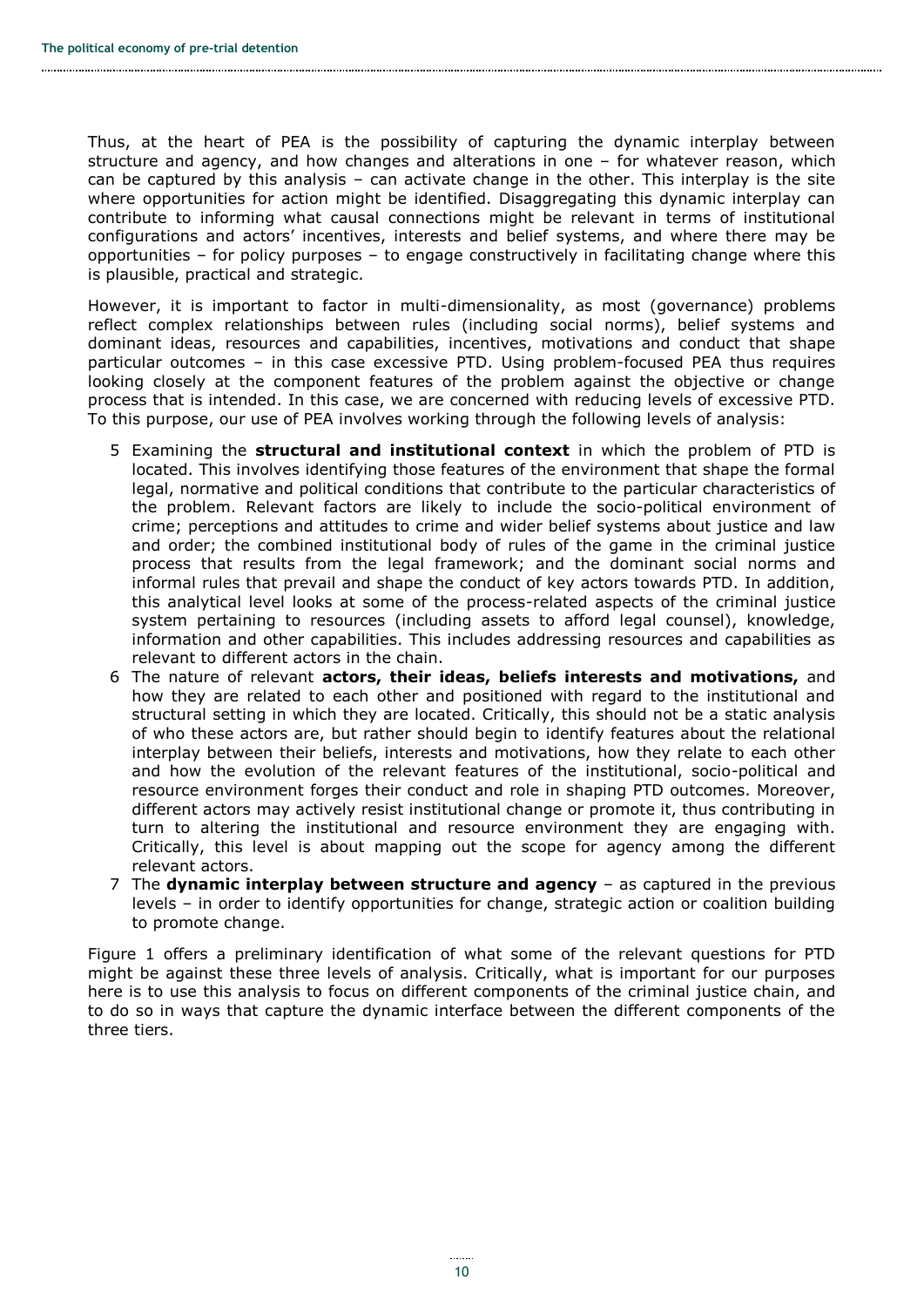Thus, at the heart of PEA is the possibility of capturing the dynamic interplay between structure and agency, and how changes and alterations in one – for whatever reason, which can be captured by this analysis – can activate change in the other. This interplay is the site where opportunities for action might be identified. Disaggregating this dynamic interplay can contribute to informing what causal connections might be relevant in terms of institutional configurations and actors' incentives, interests and belief systems, and where there may be opportunities – for policy purposes – to engage constructively in facilitating change where this is plausible, practical and strategic.

However, it is important to factor in multi-dimensionality, as most (governance) problems reflect complex relationships between rules (including social norms), belief systems and dominant ideas, resources and capabilities, incentives, motivations and conduct that shape particular outcomes – in this case excessive PTD. Using problem-focused PEA thus requires looking closely at the component features of the problem against the objective or change process that is intended. In this case, we are concerned with reducing levels of excessive PTD. To this purpose, our use of PEA involves working through the following levels of analysis:

5. Examining the **structural and institutional context** in which the problem of PTD is located. This involves identifying those features of the environment that shape the formal legal, normative and political conditions that contribute to the particular characteristics of the problem. Relevant factors are likely to include the socio-political environment of crime; perceptions and attitudes to crime and wider belief systems about justice and law and order; the combined institutional body of rules of the game in the criminal justice process that results from the legal framework; and the dominant social norms and informal rules that prevail and shape the conduct of key actors towards PTD. In addition, this analytical level looks at some of the process-related aspects of the criminal justice system pertaining to resources (including assets to afford legal counsel), knowledge, information and other capabilities. This includes addressing resources and capabilities as relevant to different actors in the chain.
6. The nature of relevant **actors, their ideas, beliefs interests and motivations,** and how they are related to each other and positioned with regard to the institutional and structural setting in which they are located. Critically, this should not be a static analysis of who these actors are, but rather should begin to identify features about the relational interplay between their beliefs, interests and motivations, how they relate to each other and how the evolution of the relevant features of the institutional, socio-political and resource environment forges their conduct and role in shaping PTD outcomes. Moreover, different actors may actively resist institutional change or promote it, thus contributing in turn to altering the institutional and resource environment they are engaging with. Critically, this level is about mapping out the scope for agency among the different relevant actors.
7. The **dynamic interplay between structure and agency** – as captured in the previous levels – in order to identify opportunities for change, strategic action or coalition building to promote change.

Figure 1 offers a preliminary identification of what some of the relevant questions for PTD might be against these three levels of analysis. Critically, what is important for our purposes here is to use this analysis to focus on different components of the criminal justice chain, and to do so in ways that capture the dynamic interface between the different components of the three tiers.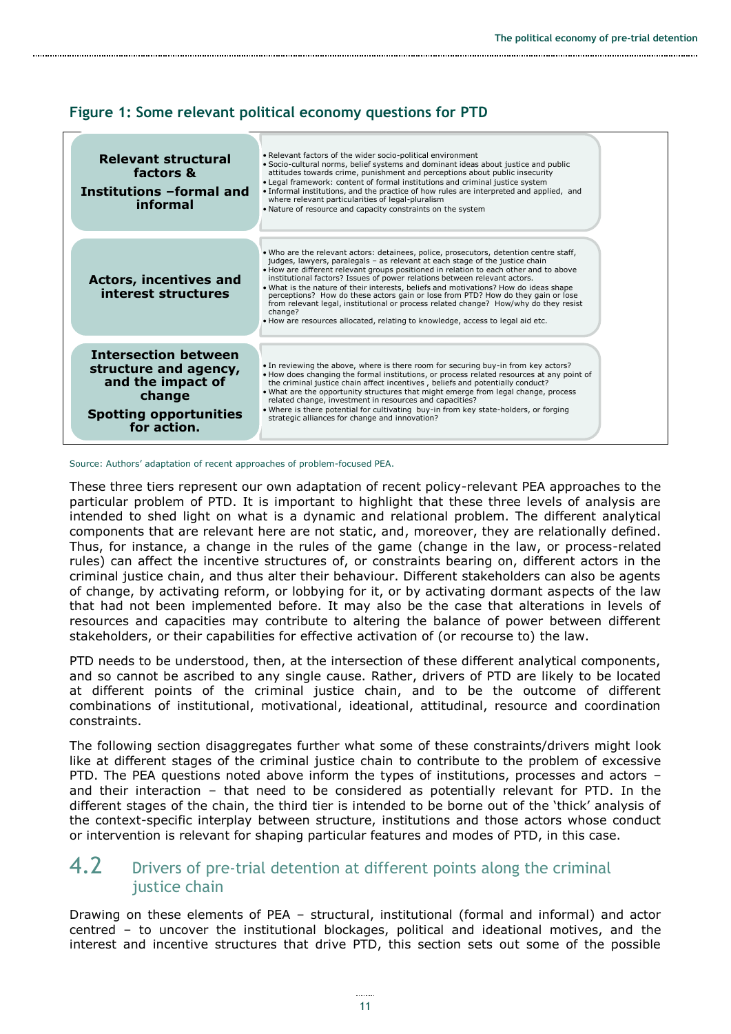**Figure 1: Some relevant political economy questions for PTD**

| | |
|---|---|
| **Relevant structural factors & Institutions –formal and informal** | • Relevant factors of the wider socio-political environment<br>• Socio-cultural norms, belief systems and dominant ideas about justice and public attitudes towards crime, punishment and perceptions about public insecurity<br>• Legal framework: content of formal institutions and criminal justice system<br>• Informal institutions, and the practice of how rules are interpreted and applied, and where relevant particularities of legal-pluralism<br>• Nature of resource and capacity constraints on the system |
| **Actors, incentives and interest structures** | • Who are the relevant actors: detainees, police, prosecutors, detention centre staff, judges, lawyers, paralegals – as relevant at each stage of the justice chain<br>• How are different relevant groups positioned in relation to each other and to above institutional factors? Issues of power relations between relevant actors.<br>• What is the nature of their interests, beliefs and motivations? How do ideas shape perceptions? How do these actors gain or lose from PTD? How do they gain or lose from relevant legal, institutional or process related change? How/why do they resist change?<br>• How are resources allocated, relating to knowledge, access to legal aid etc. |
| **Intersection between structure and agency, and the impact of change**<br><br>**Spotting opportunities for action.** | • In reviewing the above, where is there room for securing buy-in from key actors?<br>• How does changing the formal institutions, or process related resources at any point of the criminal justice chain affect incentives , beliefs and potentially conduct?<br>• What are the opportunity structures that might emerge from legal change, process related change, investment in resources and capacities?<br>• Where is there potential for cultivating buy-in from key state-holders, or forging strategic alliances for change and innovation? |

Source: Authors' adaptation of recent approaches of problem-focused PEA.

These three tiers represent our own adaptation of recent policy-relevant PEA approaches to the particular problem of PTD. It is important to highlight that these three levels of analysis are intended to shed light on what is a dynamic and relational problem. The different analytical components that are relevant here are not static, and, moreover, they are relationally defined. Thus, for instance, a change in the rules of the game (change in the law, or process-related rules) can affect the incentive structures of, or constraints bearing on, different actors in the criminal justice chain, and thus alter their behaviour. Different stakeholders can also be agents of change, by activating reform, or lobbying for it, or by activating dormant aspects of the law that had not been implemented before. It may also be the case that alterations in levels of resources and capacities may contribute to altering the balance of power between different stakeholders, or their capabilities for effective activation of (or recourse to) the law.

PTD needs to be understood, then, at the intersection of these different analytical components, and so cannot be ascribed to any single cause. Rather, drivers of PTD are likely to be located at different points of the criminal justice chain, and to be the outcome of different combinations of institutional, motivational, ideational, attitudinal, resource and coordination constraints.

The following section disaggregates further what some of these constraints/drivers might look like at different stages of the criminal justice chain to contribute to the problem of excessive PTD. The PEA questions noted above inform the types of institutions, processes and actors – and their interaction – that need to be considered as potentially relevant for PTD. In the different stages of the chain, the third tier is intended to be borne out of the 'thick' analysis of the context-specific interplay between structure, institutions and those actors whose conduct or intervention is relevant for shaping particular features and modes of PTD, in this case.

## 4.2 Drivers of pre-trial detention at different points along the criminal justice chain

Drawing on these elements of PEA – structural, institutional (formal and informal) and actor centred – to uncover the institutional blockages, political and ideational motives, and the interest and incentive structures that drive PTD, this section sets out some of the possible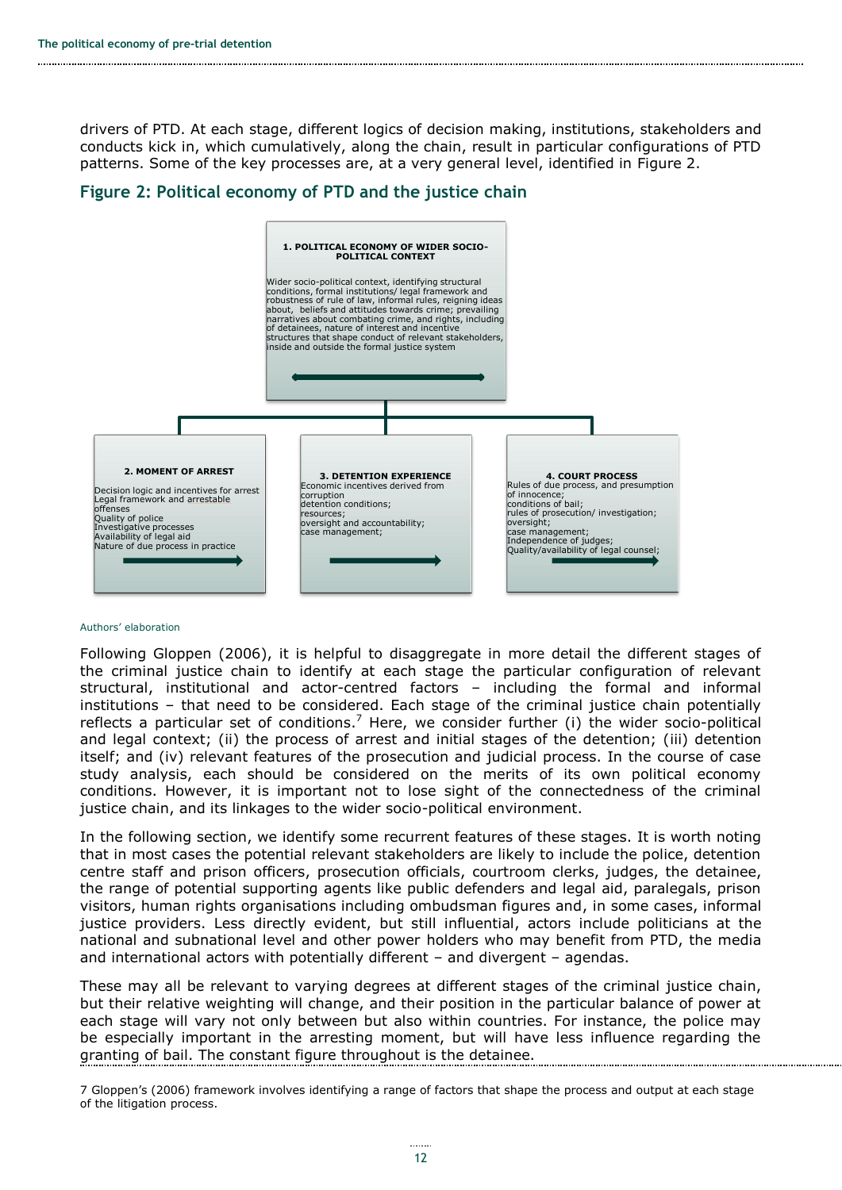drivers of PTD. At each stage, different logics of decision making, institutions, stakeholders and conducts kick in, which cumulatively, along the chain, result in particular configurations of PTD patterns. Some of the key processes are, at a very general level, identified in Figure 2.

## Figure 2: Political economy of PTD and the justice chain

**1. POLITICAL ECONOMY OF WIDER SOCIO-POLITICAL CONTEXT**

Wider socio-political context, identifying structural conditions, formal institutions/ legal framework and robustness of rule of law, informal rules, reigning ideas about, beliefs and attitudes towards crime; prevailing narratives about combating crime, and rights, including of detainees, nature of interest and incentive structures that shape conduct of relevant stakeholders, inside and outside the formal justice system

**2. MOMENT OF ARREST**

Decision logic and incentives for arrest
Legal framework and arrestable offenses
Quality of police
Investigative processes
Availability of legal aid
Nature of due process in practice

**3. DETENTION EXPERIENCE**

Economic incentives derived from corruption
detention conditions;
resources;
oversight and accountability;
case management;

**4. COURT PROCESS**

Rules of due process, and presumption of innocence;
conditions of bail;
rules of prosecution/ investigation;
oversight;
case management;
Independence of judges;
Quality/availability of legal counsel;

Authors' elaboration

Following Gloppen (2006), it is helpful to disaggregate in more detail the different stages of the criminal justice chain to identify at each stage the particular configuration of relevant structural, institutional and actor-centred factors – including the formal and informal institutions – that need to be considered. Each stage of the criminal justice chain potentially reflects a particular set of conditions.[7] Here, we consider further (i) the wider socio-political and legal context; (ii) the process of arrest and initial stages of the detention; (iii) detention itself; and (iv) relevant features of the prosecution and judicial process. In the course of case study analysis, each should be considered on the merits of its own political economy conditions. However, it is important not to lose sight of the connectedness of the criminal justice chain, and its linkages to the wider socio-political environment.

In the following section, we identify some recurrent features of these stages. It is worth noting that in most cases the potential relevant stakeholders are likely to include the police, detention centre staff and prison officers, prosecution officials, courtroom clerks, judges, the detainee, the range of potential supporting agents like public defenders and legal aid, paralegals, prison visitors, human rights organisations including ombudsman figures and, in some cases, informal justice providers. Less directly evident, but still influential, actors include politicians at the national and subnational level and other power holders who may benefit from PTD, the media and international actors with potentially different – and divergent – agendas.

These may all be relevant to varying degrees at different stages of the criminal justice chain, but their relative weighting will change, and their position in the particular balance of power at each stage will vary not only between but also within countries. For instance, the police may be especially important in the arresting moment, but will have less influence regarding the granting of bail. The constant figure throughout is the detainee.

7 Gloppen's (2006) framework involves identifying a range of factors that shape the process and output at each stage of the litigation process.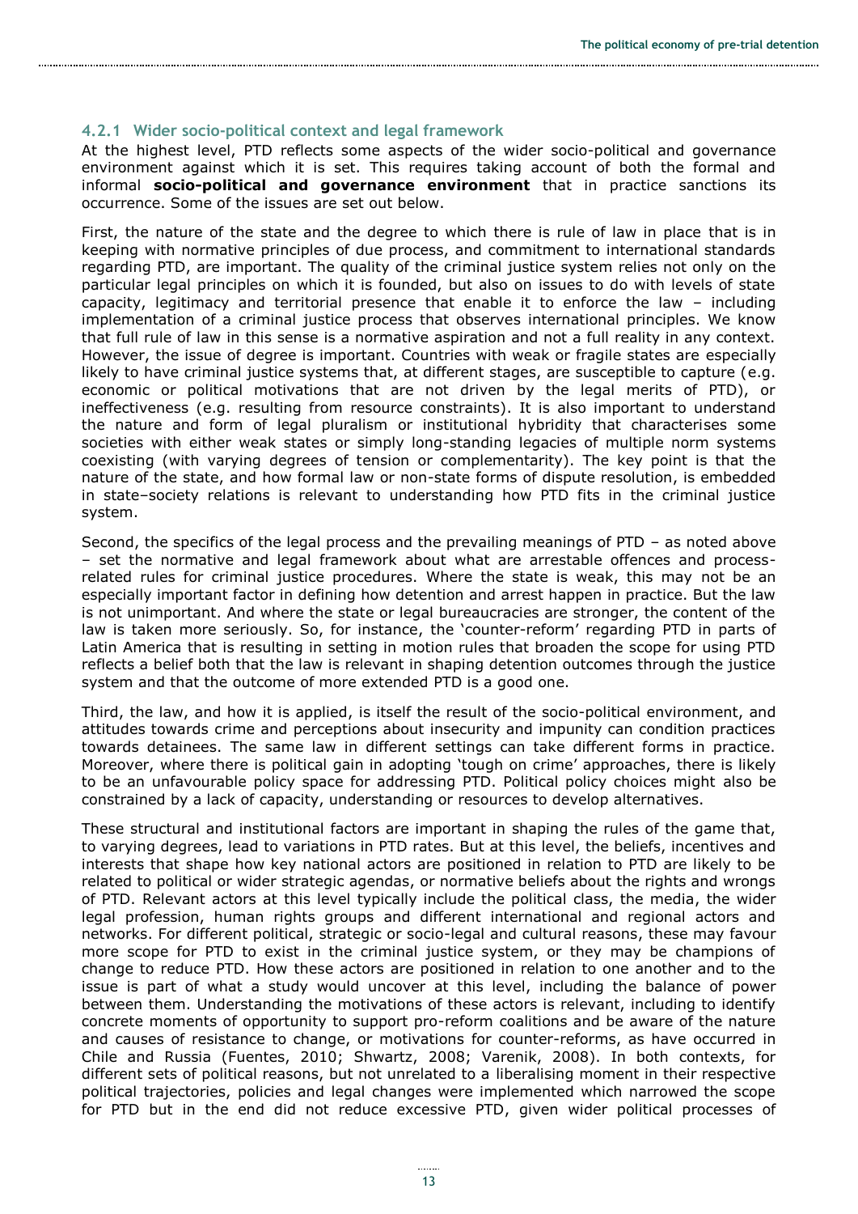### 4.2.1 Wider socio-political context and legal framework

At the highest level, PTD reflects some aspects of the wider socio-political and governance environment against which it is set. This requires taking account of both the formal and informal **socio-political and governance environment** that in practice sanctions its occurrence. Some of the issues are set out below.

First, the nature of the state and the degree to which there is rule of law in place that is in keeping with normative principles of due process, and commitment to international standards regarding PTD, are important. The quality of the criminal justice system relies not only on the particular legal principles on which it is founded, but also on issues to do with levels of state capacity, legitimacy and territorial presence that enable it to enforce the law – including implementation of a criminal justice process that observes international principles. We know that full rule of law in this sense is a normative aspiration and not a full reality in any context. However, the issue of degree is important. Countries with weak or fragile states are especially likely to have criminal justice systems that, at different stages, are susceptible to capture (e.g. economic or political motivations that are not driven by the legal merits of PTD), or ineffectiveness (e.g. resulting from resource constraints). It is also important to understand the nature and form of legal pluralism or institutional hybridity that characterises some societies with either weak states or simply long-standing legacies of multiple norm systems coexisting (with varying degrees of tension or complementarity). The key point is that the nature of the state, and how formal law or non-state forms of dispute resolution, is embedded in state–society relations is relevant to understanding how PTD fits in the criminal justice system.

Second, the specifics of the legal process and the prevailing meanings of PTD – as noted above – set the normative and legal framework about what are arrestable offences and process-related rules for criminal justice procedures. Where the state is weak, this may not be an especially important factor in defining how detention and arrest happen in practice. But the law is not unimportant. And where the state or legal bureaucracies are stronger, the content of the law is taken more seriously. So, for instance, the 'counter-reform' regarding PTD in parts of Latin America that is resulting in setting in motion rules that broaden the scope for using PTD reflects a belief both that the law is relevant in shaping detention outcomes through the justice system and that the outcome of more extended PTD is a good one.

Third, the law, and how it is applied, is itself the result of the socio-political environment, and attitudes towards crime and perceptions about insecurity and impunity can condition practices towards detainees. The same law in different settings can take different forms in practice. Moreover, where there is political gain in adopting 'tough on crime' approaches, there is likely to be an unfavourable policy space for addressing PTD. Political policy choices might also be constrained by a lack of capacity, understanding or resources to develop alternatives.

These structural and institutional factors are important in shaping the rules of the game that, to varying degrees, lead to variations in PTD rates. But at this level, the beliefs, incentives and interests that shape how key national actors are positioned in relation to PTD are likely to be related to political or wider strategic agendas, or normative beliefs about the rights and wrongs of PTD. Relevant actors at this level typically include the political class, the media, the wider legal profession, human rights groups and different international and regional actors and networks. For different political, strategic or socio-legal and cultural reasons, these may favour more scope for PTD to exist in the criminal justice system, or they may be champions of change to reduce PTD. How these actors are positioned in relation to one another and to the issue is part of what a study would uncover at this level, including the balance of power between them. Understanding the motivations of these actors is relevant, including to identify concrete moments of opportunity to support pro-reform coalitions and be aware of the nature and causes of resistance to change, or motivations for counter-reforms, as have occurred in Chile and Russia (Fuentes, 2010; Shwartz, 2008; Varenik, 2008). In both contexts, for different sets of political reasons, but not unrelated to a liberalising moment in their respective political trajectories, policies and legal changes were implemented which narrowed the scope for PTD but in the end did not reduce excessive PTD, given wider political processes of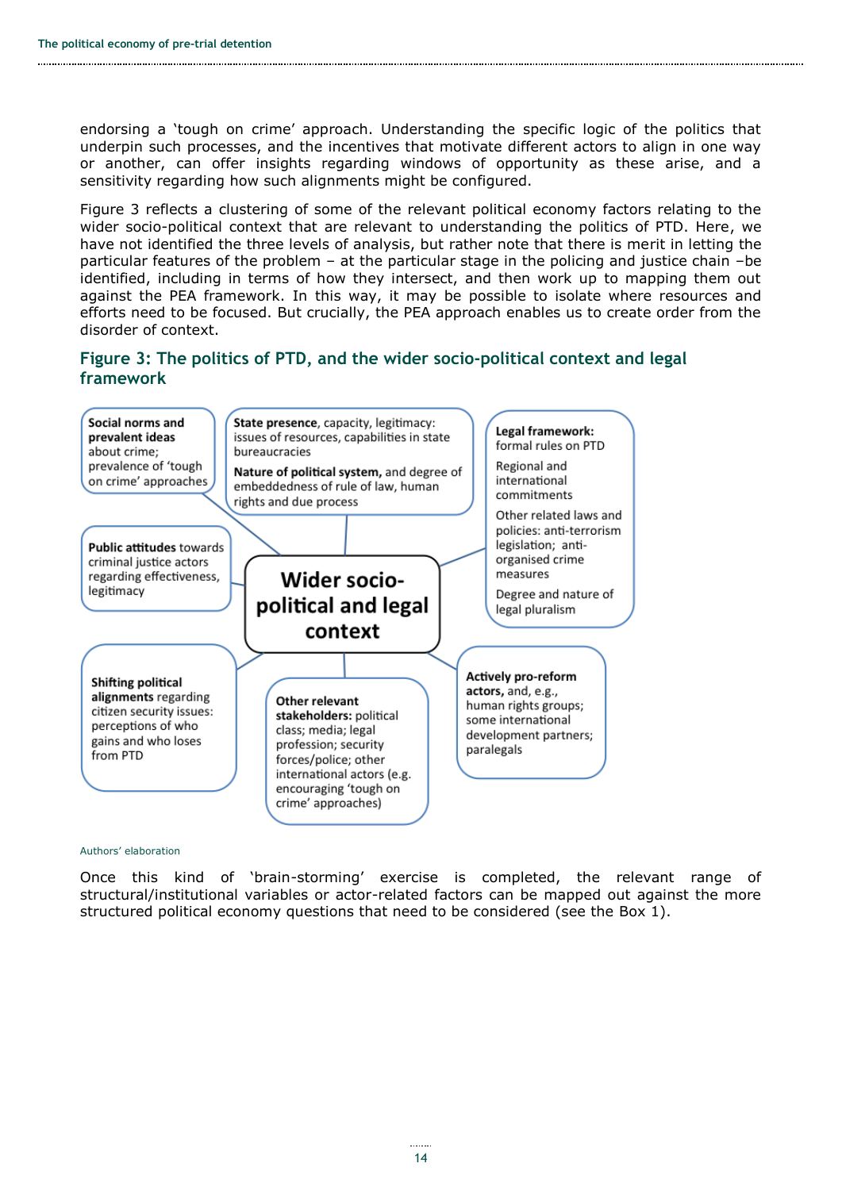endorsing a 'tough on crime' approach. Understanding the specific logic of the politics that underpin such processes, and the incentives that motivate different actors to align in one way or another, can offer insights regarding windows of opportunity as these arise, and a sensitivity regarding how such alignments might be configured.

Figure 3 reflects a clustering of some of the relevant political economy factors relating to the wider socio-political context that are relevant to understanding the politics of PTD. Here, we have not identified the three levels of analysis, but rather note that there is merit in letting the particular features of the problem – at the particular stage in the policing and justice chain –be identified, including in terms of how they intersect, and then work up to mapping them out against the PEA framework. In this way, it may be possible to isolate where resources and efforts need to be focused. But crucially, the PEA approach enables us to create order from the disorder of context.

### Figure 3: The politics of PTD, and the wider socio-political context and legal framework

**Wider socio-political and legal context**

- **Social norms and prevalent ideas** about crime; prevalence of 'tough on crime' approaches
- **State presence**, capacity, legitimacy: issues of resources, capabilities in state bureaucracies
  **Nature of political system,** and degree of embeddedness of rule of law, human rights and due process
- **Legal framework:** formal rules on PTD
  Regional and international commitments
  Other related laws and policies: anti-terrorism legislation; anti-organised crime measures
  Degree and nature of legal pluralism
- **Public attitudes** towards criminal justice actors regarding effectiveness, legitimacy
- **Shifting political alignments** regarding citizen security issues: perceptions of who gains and who loses from PTD
- **Other relevant stakeholders:** political class; media; legal profession; security forces/police; other international actors (e.g. encouraging 'tough on crime' approaches)
- **Actively pro-reform actors,** and, e.g., human rights groups; some international development partners; paralegals

Authors' elaboration

Once this kind of 'brain-storming' exercise is completed, the relevant range of structural/institutional variables or actor-related factors can be mapped out against the more structured political economy questions that need to be considered (see the Box 1).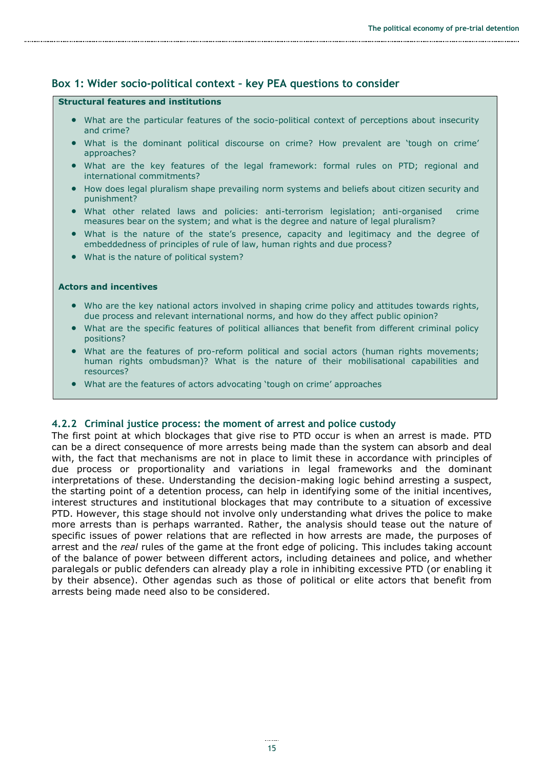### Box 1: Wider socio-political context – key PEA questions to consider

**Structural features and institutions**

- What are the particular features of the socio-political context of perceptions about insecurity and crime?
- What is the dominant political discourse on crime? How prevalent are 'tough on crime' approaches?
- What are the key features of the legal framework: formal rules on PTD; regional and international commitments?
- How does legal pluralism shape prevailing norm systems and beliefs about citizen security and punishment?
- What other related laws and policies: anti-terrorism legislation; anti-organised crime measures bear on the system; and what is the degree and nature of legal pluralism?
- What is the nature of the state's presence, capacity and legitimacy and the degree of embeddedness of principles of rule of law, human rights and due process?
- What is the nature of political system?

**Actors and incentives**

- Who are the key national actors involved in shaping crime policy and attitudes towards rights, due process and relevant international norms, and how do they affect public opinion?
- What are the specific features of political alliances that benefit from different criminal policy positions?
- What are the features of pro-reform political and social actors (human rights movements; human rights ombudsman)? What is the nature of their mobilisational capabilities and resources?
- What are the features of actors advocating 'tough on crime' approaches

### 4.2.2 Criminal justice process: the moment of arrest and police custody

The first point at which blockages that give rise to PTD occur is when an arrest is made. PTD can be a direct consequence of more arrests being made than the system can absorb and deal with, the fact that mechanisms are not in place to limit these in accordance with principles of due process or proportionality and variations in legal frameworks and the dominant interpretations of these. Understanding the decision-making logic behind arresting a suspect, the starting point of a detention process, can help in identifying some of the initial incentives, interest structures and institutional blockages that may contribute to a situation of excessive PTD. However, this stage should not involve only understanding what drives the police to make more arrests than is perhaps warranted. Rather, the analysis should tease out the nature of specific issues of power relations that are reflected in how arrests are made, the purposes of arrest and the *real* rules of the game at the front edge of policing. This includes taking account of the balance of power between different actors, including detainees and police, and whether paralegals or public defenders can already play a role in inhibiting excessive PTD (or enabling it by their absence). Other agendas such as those of political or elite actors that benefit from arrests being made need also to be considered.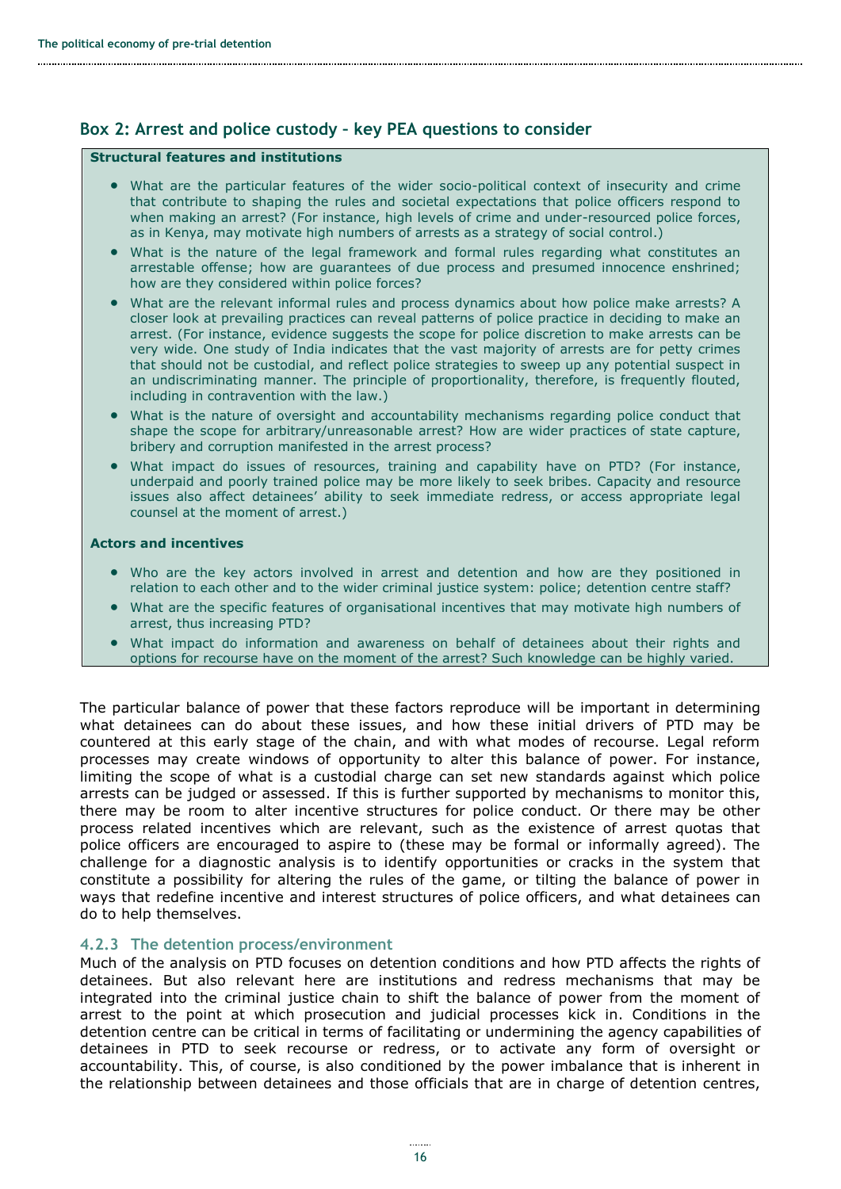## Box 2: Arrest and police custody – key PEA questions to consider

**Structural features and institutions**

- What are the particular features of the wider socio-political context of insecurity and crime that contribute to shaping the rules and societal expectations that police officers respond to when making an arrest? (For instance, high levels of crime and under-resourced police forces, as in Kenya, may motivate high numbers of arrests as a strategy of social control.)
- What is the nature of the legal framework and formal rules regarding what constitutes an arrestable offense; how are guarantees of due process and presumed innocence enshrined; how are they considered within police forces?
- What are the relevant informal rules and process dynamics about how police make arrests? A closer look at prevailing practices can reveal patterns of police practice in deciding to make an arrest. (For instance, evidence suggests the scope for police discretion to make arrests can be very wide. One study of India indicates that the vast majority of arrests are for petty crimes that should not be custodial, and reflect police strategies to sweep up any potential suspect in an undiscriminating manner. The principle of proportionality, therefore, is frequently flouted, including in contravention with the law.)
- What is the nature of oversight and accountability mechanisms regarding police conduct that shape the scope for arbitrary/unreasonable arrest? How are wider practices of state capture, bribery and corruption manifested in the arrest process?
- What impact do issues of resources, training and capability have on PTD? (For instance, underpaid and poorly trained police may be more likely to seek bribes. Capacity and resource issues also affect detainees' ability to seek immediate redress, or access appropriate legal counsel at the moment of arrest.)

**Actors and incentives**

- Who are the key actors involved in arrest and detention and how are they positioned in relation to each other and to the wider criminal justice system: police; detention centre staff?
- What are the specific features of organisational incentives that may motivate high numbers of arrest, thus increasing PTD?
- What impact do information and awareness on behalf of detainees about their rights and options for recourse have on the moment of the arrest? Such knowledge can be highly varied.

The particular balance of power that these factors reproduce will be important in determining what detainees can do about these issues, and how these initial drivers of PTD may be countered at this early stage of the chain, and with what modes of recourse. Legal reform processes may create windows of opportunity to alter this balance of power. For instance, limiting the scope of what is a custodial charge can set new standards against which police arrests can be judged or assessed. If this is further supported by mechanisms to monitor this, there may be room to alter incentive structures for police conduct. Or there may be other process related incentives which are relevant, such as the existence of arrest quotas that police officers are encouraged to aspire to (these may be formal or informally agreed). The challenge for a diagnostic analysis is to identify opportunities or cracks in the system that constitute a possibility for altering the rules of the game, or tilting the balance of power in ways that redefine incentive and interest structures of police officers, and what detainees can do to help themselves.

### 4.2.3 The detention process/environment

Much of the analysis on PTD focuses on detention conditions and how PTD affects the rights of detainees. But also relevant here are institutions and redress mechanisms that may be integrated into the criminal justice chain to shift the balance of power from the moment of arrest to the point at which prosecution and judicial processes kick in. Conditions in the detention centre can be critical in terms of facilitating or undermining the agency capabilities of detainees in PTD to seek recourse or redress, or to activate any form of oversight or accountability. This, of course, is also conditioned by the power imbalance that is inherent in the relationship between detainees and those officials that are in charge of detention centres,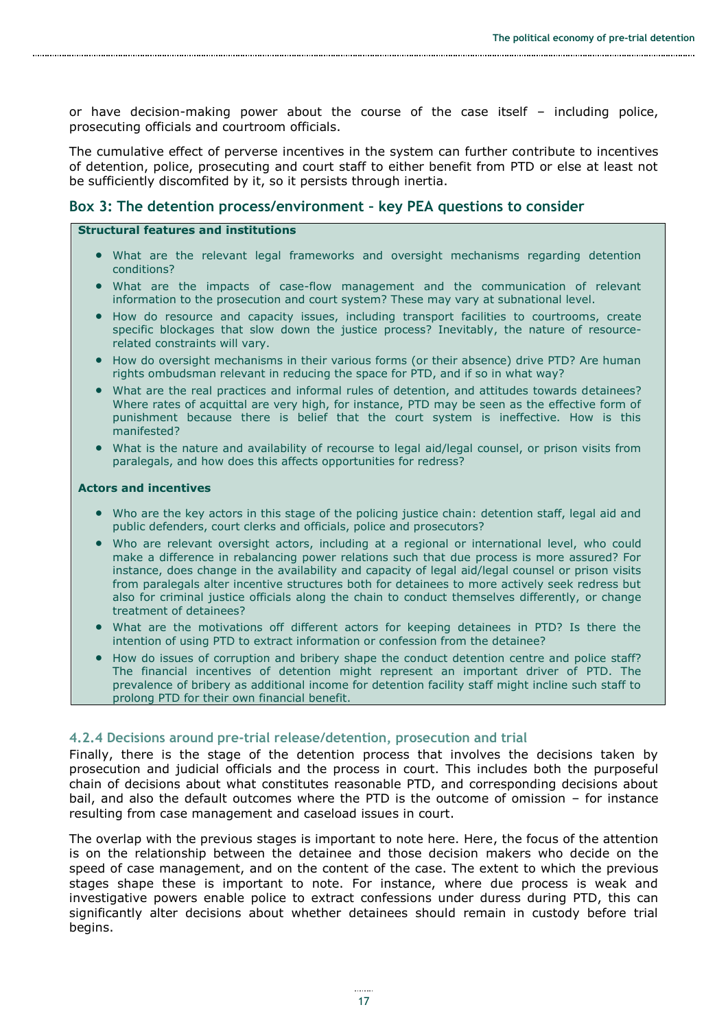or have decision-making power about the course of the case itself – including police, prosecuting officials and courtroom officials.

The cumulative effect of perverse incentives in the system can further contribute to incentives of detention, police, prosecuting and court staff to either benefit from PTD or else at least not be sufficiently discomfited by it, so it persists through inertia.

### Box 3: The detention process/environment – key PEA questions to consider

**Structural features and institutions**

- What are the relevant legal frameworks and oversight mechanisms regarding detention conditions?
- What are the impacts of case-flow management and the communication of relevant information to the prosecution and court system? These may vary at subnational level.
- How do resource and capacity issues, including transport facilities to courtrooms, create specific blockages that slow down the justice process? Inevitably, the nature of resource-related constraints will vary.
- How do oversight mechanisms in their various forms (or their absence) drive PTD? Are human rights ombudsman relevant in reducing the space for PTD, and if so in what way?
- What are the real practices and informal rules of detention, and attitudes towards detainees? Where rates of acquittal are very high, for instance, PTD may be seen as the effective form of punishment because there is belief that the court system is ineffective. How is this manifested?
- What is the nature and availability of recourse to legal aid/legal counsel, or prison visits from paralegals, and how does this affects opportunities for redress?

**Actors and incentives**

- Who are the key actors in this stage of the policing justice chain: detention staff, legal aid and public defenders, court clerks and officials, police and prosecutors?
- Who are relevant oversight actors, including at a regional or international level, who could make a difference in rebalancing power relations such that due process is more assured? For instance, does change in the availability and capacity of legal aid/legal counsel or prison visits from paralegals alter incentive structures both for detainees to more actively seek redress but also for criminal justice officials along the chain to conduct themselves differently, or change treatment of detainees?
- What are the motivations off different actors for keeping detainees in PTD? Is there the intention of using PTD to extract information or confession from the detainee?
- How do issues of corruption and bribery shape the conduct detention centre and police staff? The financial incentives of detention might represent an important driver of PTD. The prevalence of bribery as additional income for detention facility staff might incline such staff to prolong PTD for their own financial benefit.

### 4.2.4 Decisions around pre-trial release/detention, prosecution and trial

Finally, there is the stage of the detention process that involves the decisions taken by prosecution and judicial officials and the process in court. This includes both the purposeful chain of decisions about what constitutes reasonable PTD, and corresponding decisions about bail, and also the default outcomes where the PTD is the outcome of omission – for instance resulting from case management and caseload issues in court.

The overlap with the previous stages is important to note here. Here, the focus of the attention is on the relationship between the detainee and those decision makers who decide on the speed of case management, and on the content of the case. The extent to which the previous stages shape these is important to note. For instance, where due process is weak and investigative powers enable police to extract confessions under duress during PTD, this can significantly alter decisions about whether detainees should remain in custody before trial begins.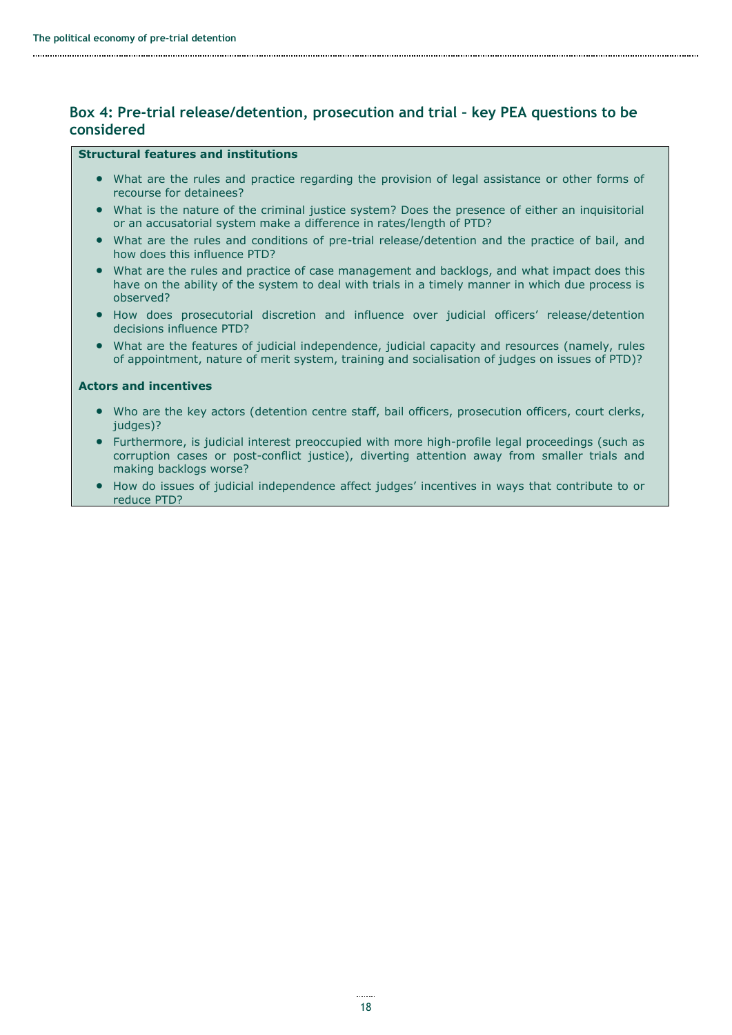## Box 4: Pre-trial release/detention, prosecution and trial – key PEA questions to be considered

**Structural features and institutions**

- What are the rules and practice regarding the provision of legal assistance or other forms of recourse for detainees?
- What is the nature of the criminal justice system? Does the presence of either an inquisitorial or an accusatorial system make a difference in rates/length of PTD?
- What are the rules and conditions of pre-trial release/detention and the practice of bail, and how does this influence PTD?
- What are the rules and practice of case management and backlogs, and what impact does this have on the ability of the system to deal with trials in a timely manner in which due process is observed?
- How does prosecutorial discretion and influence over judicial officers' release/detention decisions influence PTD?
- What are the features of judicial independence, judicial capacity and resources (namely, rules of appointment, nature of merit system, training and socialisation of judges on issues of PTD)?

**Actors and incentives**

- Who are the key actors (detention centre staff, bail officers, prosecution officers, court clerks, judges)?
- Furthermore, is judicial interest preoccupied with more high-profile legal proceedings (such as corruption cases or post-conflict justice), diverting attention away from smaller trials and making backlogs worse?
- How do issues of judicial independence affect judges' incentives in ways that contribute to or reduce PTD?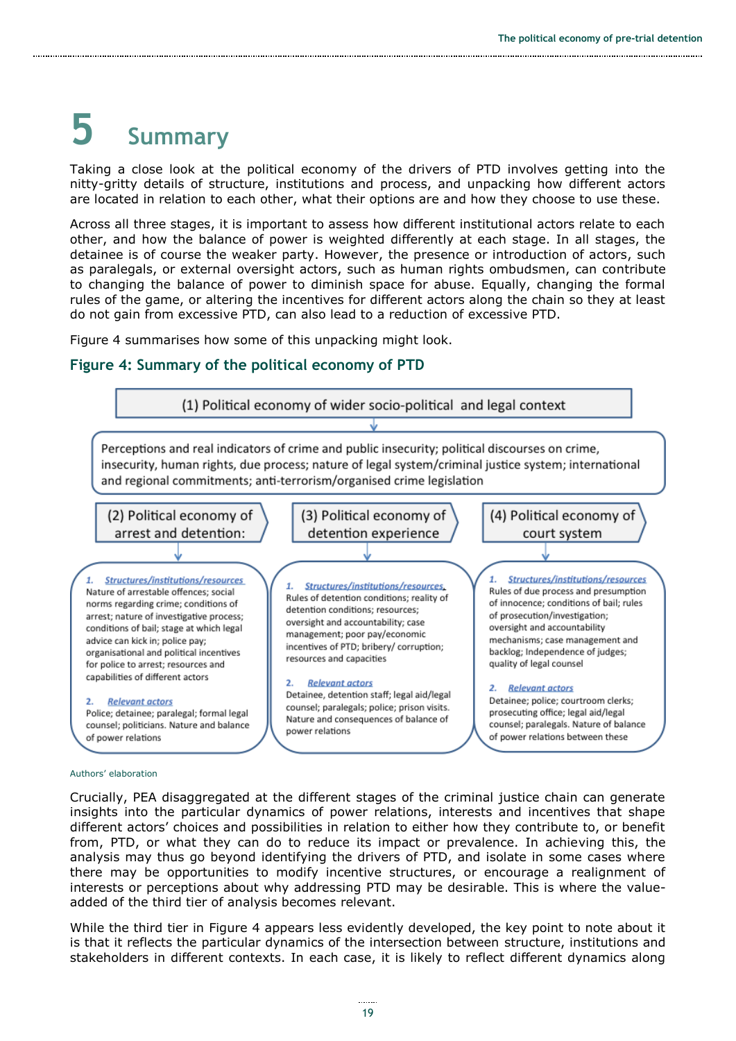# 5 Summary

Taking a close look at the political economy of the drivers of PTD involves getting into the nitty-gritty details of structure, institutions and process, and unpacking how different actors are located in relation to each other, what their options are and how they choose to use these.

Across all three stages, it is important to assess how different institutional actors relate to each other, and how the balance of power is weighted differently at each stage. In all stages, the detainee is of course the weaker party. However, the presence or introduction of actors, such as paralegals, or external oversight actors, such as human rights ombudsmen, can contribute to changing the balance of power to diminish space for abuse. Equally, changing the formal rules of the game, or altering the incentives for different actors along the chain so they at least do not gain from excessive PTD, can also lead to a reduction of excessive PTD.

Figure 4 summarises how some of this unpacking might look.

### Figure 4: Summary of the political economy of PTD

**(1) Political economy of wider socio-political and legal context**

Perceptions and real indicators of crime and public insecurity; political discourses on crime, insecurity, human rights, due process; nature of legal system/criminal justice system; international and regional commitments; anti-terrorism/organised crime legislation

**(2) Political economy of arrest and detention:**

1. *Structures/institutions/resources*
Nature of arrestable offences; social norms regarding crime; conditions of arrest; nature of investigative process; conditions of bail; stage at which legal advice can kick in; police pay; organisational and political incentives for police to arrest; resources and capabilities of different actors

2. *Relevant actors*
Police; detainee; paralegal; formal legal counsel; politicians. Nature and balance of power relations

**(3) Political economy of detention experience**

1. *Structures/institutions/resources*
Rules of detention conditions; reality of detention conditions; resources; oversight and accountability; case management; poor pay/economic incentives of PTD; bribery/ corruption; resources and capacities

2. *Relevant actors*
Detainee, detention staff; legal aid/legal counsel; paralegals; police; prison visits. Nature and consequences of balance of power relations

**(4) Political economy of court system**

1. *Structures/institutions/resources*
Rules of due process and presumption of innocence; conditions of bail; rules of prosecution/investigation; oversight and accountability mechanisms; case management and backlog; Independence of judges; quality of legal counsel

2. *Relevant actors*
Detainee; police; courtroom clerks; prosecuting office; legal aid/legal counsel; paralegals. Nature of balance of power relations between these

Authors' elaboration

Crucially, PEA disaggregated at the different stages of the criminal justice chain can generate insights into the particular dynamics of power relations, interests and incentives that shape different actors' choices and possibilities in relation to either how they contribute to, or benefit from, PTD, or what they can do to reduce its impact or prevalence. In achieving this, the analysis may thus go beyond identifying the drivers of PTD, and isolate in some cases where there may be opportunities to modify incentive structures, or encourage a realignment of interests or perceptions about why addressing PTD may be desirable. This is where the value-added of the third tier of analysis becomes relevant.

While the third tier in Figure 4 appears less evidently developed, the key point to note about it is that it reflects the particular dynamics of the intersection between structure, institutions and stakeholders in different contexts. In each case, it is likely to reflect different dynamics along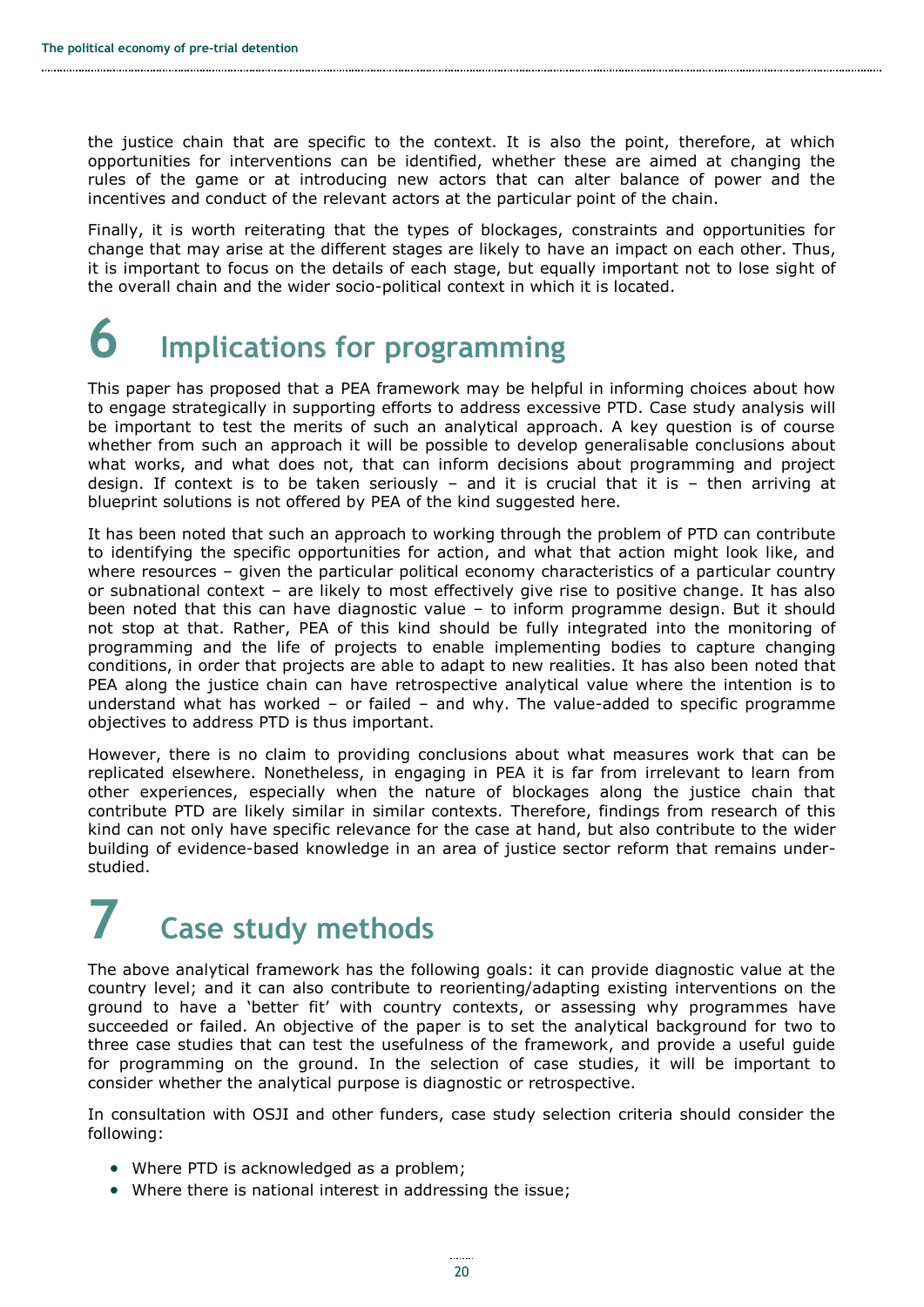the justice chain that are specific to the context. It is also the point, therefore, at which opportunities for interventions can be identified, whether these are aimed at changing the rules of the game or at introducing new actors that can alter balance of power and the incentives and conduct of the relevant actors at the particular point of the chain.

Finally, it is worth reiterating that the types of blockages, constraints and opportunities for change that may arise at the different stages are likely to have an impact on each other. Thus, it is important to focus on the details of each stage, but equally important not to lose sight of the overall chain and the wider socio-political context in which it is located.

# 6 Implications for programming

This paper has proposed that a PEA framework may be helpful in informing choices about how to engage strategically in supporting efforts to address excessive PTD. Case study analysis will be important to test the merits of such an analytical approach. A key question is of course whether from such an approach it will be possible to develop generalisable conclusions about what works, and what does not, that can inform decisions about programming and project design. If context is to be taken seriously – and it is crucial that it is – then arriving at blueprint solutions is not offered by PEA of the kind suggested here.

It has been noted that such an approach to working through the problem of PTD can contribute to identifying the specific opportunities for action, and what that action might look like, and where resources – given the particular political economy characteristics of a particular country or subnational context – are likely to most effectively give rise to positive change. It has also been noted that this can have diagnostic value – to inform programme design. But it should not stop at that. Rather, PEA of this kind should be fully integrated into the monitoring of programming and the life of projects to enable implementing bodies to capture changing conditions, in order that projects are able to adapt to new realities. It has also been noted that PEA along the justice chain can have retrospective analytical value where the intention is to understand what has worked – or failed – and why. The value-added to specific programme objectives to address PTD is thus important.

However, there is no claim to providing conclusions about what measures work that can be replicated elsewhere. Nonetheless, in engaging in PEA it is far from irrelevant to learn from other experiences, especially when the nature of blockages along the justice chain that contribute PTD are likely similar in similar contexts. Therefore, findings from research of this kind can not only have specific relevance for the case at hand, but also contribute to the wider building of evidence-based knowledge in an area of justice sector reform that remains under-studied.

# 7 Case study methods

The above analytical framework has the following goals: it can provide diagnostic value at the country level; and it can also contribute to reorienting/adapting existing interventions on the ground to have a 'better fit' with country contexts, or assessing why programmes have succeeded or failed. An objective of the paper is to set the analytical background for two to three case studies that can test the usefulness of the framework, and provide a useful guide for programming on the ground. In the selection of case studies, it will be important to consider whether the analytical purpose is diagnostic or retrospective.

In consultation with OSJI and other funders, case study selection criteria should consider the following:

- Where PTD is acknowledged as a problem;
- Where there is national interest in addressing the issue;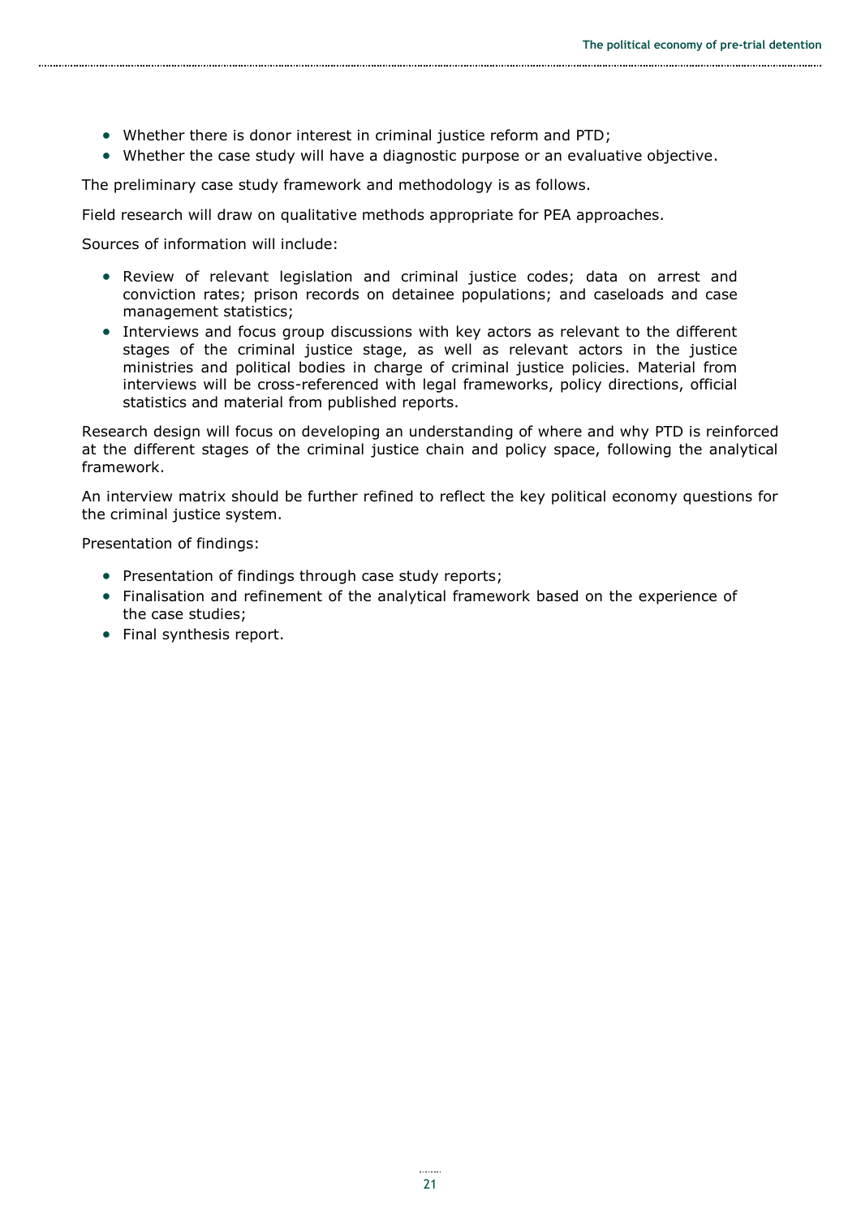- Whether there is donor interest in criminal justice reform and PTD;
- Whether the case study will have a diagnostic purpose or an evaluative objective.

The preliminary case study framework and methodology is as follows.

Field research will draw on qualitative methods appropriate for PEA approaches.

Sources of information will include:

- Review of relevant legislation and criminal justice codes; data on arrest and conviction rates; prison records on detainee populations; and caseloads and case management statistics;
- Interviews and focus group discussions with key actors as relevant to the different stages of the criminal justice stage, as well as relevant actors in the justice ministries and political bodies in charge of criminal justice policies. Material from interviews will be cross-referenced with legal frameworks, policy directions, official statistics and material from published reports.

Research design will focus on developing an understanding of where and why PTD is reinforced at the different stages of the criminal justice chain and policy space, following the analytical framework.

An interview matrix should be further refined to reflect the key political economy questions for the criminal justice system.

Presentation of findings:

- Presentation of findings through case study reports;
- Finalisation and refinement of the analytical framework based on the experience of the case studies;
- Final synthesis report.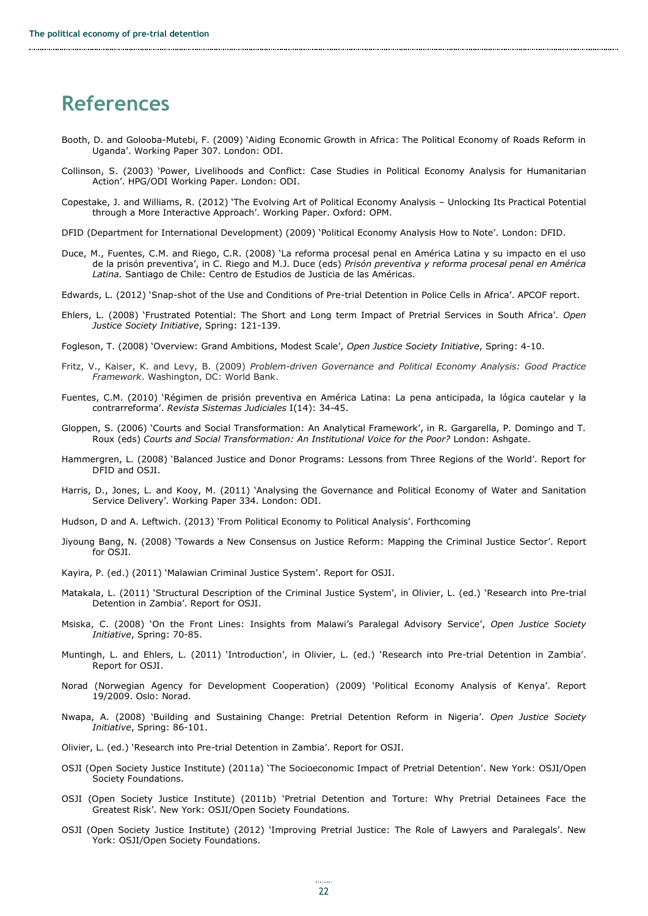# References

Booth, D. and Golooba-Mutebi, F. (2009) 'Aiding Economic Growth in Africa: The Political Economy of Roads Reform in Uganda'. Working Paper 307. London: ODI.

Collinson, S. (2003) 'Power, Livelihoods and Conflict: Case Studies in Political Economy Analysis for Humanitarian Action'. HPG/ODI Working Paper. London: ODI.

Copestake, J. and Williams, R. (2012) 'The Evolving Art of Political Economy Analysis – Unlocking Its Practical Potential through a More Interactive Approach'. Working Paper. Oxford: OPM.

DFID (Department for International Development) (2009) 'Political Economy Analysis How to Note'. London: DFID.

Duce, M., Fuentes, C.M. and Riego, C.R. (2008) 'La reforma procesal penal en América Latina y su impacto en el uso de la prisón preventiva', in C. Riego and M.J. Duce (eds) *Prisón preventiva y reforma procesal penal en América Latina.* Santiago de Chile: Centro de Estudios de Justicia de las Américas.

Edwards, L. (2012) 'Snap-shot of the Use and Conditions of Pre-trial Detention in Police Cells in Africa'. APCOF report.

Ehlers, L. (2008) 'Frustrated Potential: The Short and Long term Impact of Pretrial Services in South Africa'. *Open Justice Society Initiative*, Spring: 121-139.

Fogleson, T. (2008) 'Overview: Grand Ambitions, Modest Scale', *Open Justice Society Initiative*, Spring: 4-10.

Fritz, V., Kaiser, K. and Levy, B. (2009) *Problem-driven Governance and Political Economy Analysis: Good Practice Framework*. Washington, DC: World Bank.

Fuentes, C.M. (2010) 'Régimen de prisión preventiva en América Latina: La pena anticipada, la lógica cautelar y la contrarreforma'. *Revista Sistemas Judiciales* I(14): 34-45.

Gloppen, S. (2006) 'Courts and Social Transformation: An Analytical Framework', in R. Gargarella, P. Domingo and T. Roux (eds) *Courts and Social Transformation: An Institutional Voice for the Poor?* London: Ashgate.

Hammergren, L. (2008) 'Balanced Justice and Donor Programs: Lessons from Three Regions of the World'. Report for DFID and OSJI.

Harris, D., Jones, L. and Kooy, M. (2011) 'Analysing the Governance and Political Economy of Water and Sanitation Service Delivery'. Working Paper 334. London: ODI.

Hudson, D and A. Leftwich. (2013) 'From Political Economy to Political Analysis'. Forthcoming

Jiyoung Bang, N. (2008) 'Towards a New Consensus on Justice Reform: Mapping the Criminal Justice Sector'. Report for OSJI.

Kayira, P. (ed.) (2011) 'Malawian Criminal Justice System'. Report for OSJI.

Matakala, L. (2011) 'Structural Description of the Criminal Justice System', in Olivier, L. (ed.) 'Research into Pre-trial Detention in Zambia'. Report for OSJI.

Msiska, C. (2008) 'On the Front Lines: Insights from Malawi's Paralegal Advisory Service', *Open Justice Society Initiative*, Spring: 70-85.

Muntingh, L. and Ehlers, L. (2011) 'Introduction', in Olivier, L. (ed.) 'Research into Pre-trial Detention in Zambia'. Report for OSJI.

Norad (Norwegian Agency for Development Cooperation) (2009) 'Political Economy Analysis of Kenya'. Report 19/2009. Oslo: Norad.

Nwapa, A. (2008) 'Building and Sustaining Change: Pretrial Detention Reform in Nigeria'. *Open Justice Society Initiative*, Spring: 86-101.

Olivier, L. (ed.) 'Research into Pre-trial Detention in Zambia'. Report for OSJI.

OSJI (Open Society Justice Institute) (2011a) 'The Socioeconomic Impact of Pretrial Detention'. New York: OSJI/Open Society Foundations.

OSJI (Open Society Justice Institute) (2011b) 'Pretrial Detention and Torture: Why Pretrial Detainees Face the Greatest Risk'. New York: OSJI/Open Society Foundations.

OSJI (Open Society Justice Institute) (2012) 'Improving Pretrial Justice: The Role of Lawyers and Paralegals'. New York: OSJI/Open Society Foundations.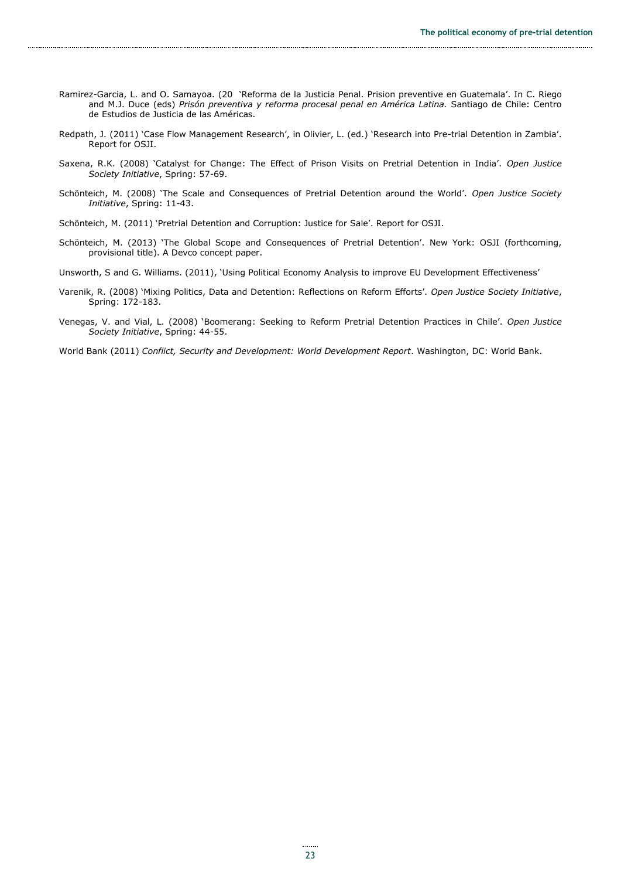Ramirez-Garcia, L. and O. Samayoa. (20 'Reforma de la Justicia Penal. Prision preventive en Guatemala'. In C. Riego and M.J. Duce (eds) *Prisón preventiva y reforma procesal penal en América Latina.* Santiago de Chile: Centro de Estudios de Justicia de las Américas.

Redpath, J. (2011) 'Case Flow Management Research', in Olivier, L. (ed.) 'Research into Pre-trial Detention in Zambia'. Report for OSJI.

Saxena, R.K. (2008) 'Catalyst for Change: The Effect of Prison Visits on Pretrial Detention in India'. *Open Justice Society Initiative*, Spring: 57-69.

Schönteich, M. (2008) 'The Scale and Consequences of Pretrial Detention around the World'. *Open Justice Society Initiative*, Spring: 11-43.

Schönteich, M. (2011) 'Pretrial Detention and Corruption: Justice for Sale'. Report for OSJI.

Schönteich, M. (2013) 'The Global Scope and Consequences of Pretrial Detention'. New York: OSJI (forthcoming, provisional title). A Devco concept paper.

Unsworth, S and G. Williams. (2011), 'Using Political Economy Analysis to improve EU Development Effectiveness'

Varenik, R. (2008) 'Mixing Politics, Data and Detention: Reflections on Reform Efforts'. *Open Justice Society Initiative*, Spring: 172-183.

Venegas, V. and Vial, L. (2008) 'Boomerang: Seeking to Reform Pretrial Detention Practices in Chile'. *Open Justice Society Initiative*, Spring: 44-55.

World Bank (2011) *Conflict, Security and Development: World Development Report*. Washington, DC: World Bank.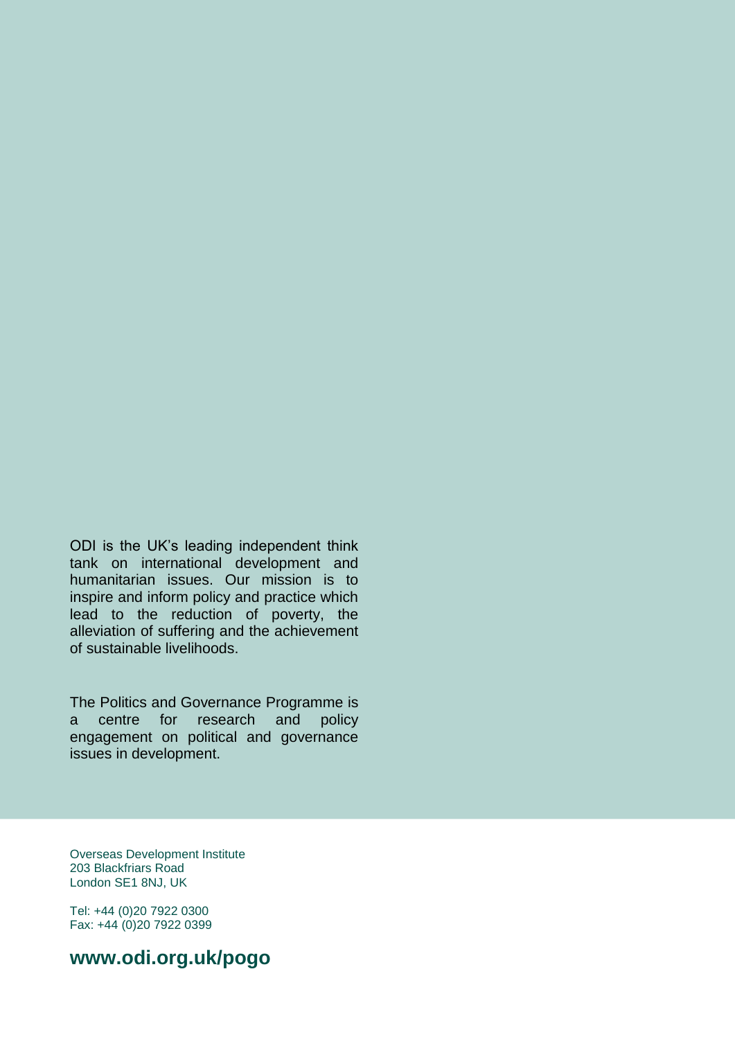ODI is the UK's leading independent think tank on international development and humanitarian issues. Our mission is to inspire and inform policy and practice which lead to the reduction of poverty, the alleviation of suffering and the achievement of sustainable livelihoods.

The Politics and Governance Programme is a centre for research and policy engagement on political and governance issues in development.

Overseas Development Institute
203 Blackfriars Road
London SE1 8NJ, UK

Tel: +44 (0)20 7922 0300
Fax: +44 (0)20 7922 0399

**www.odi.org.uk/pogo**